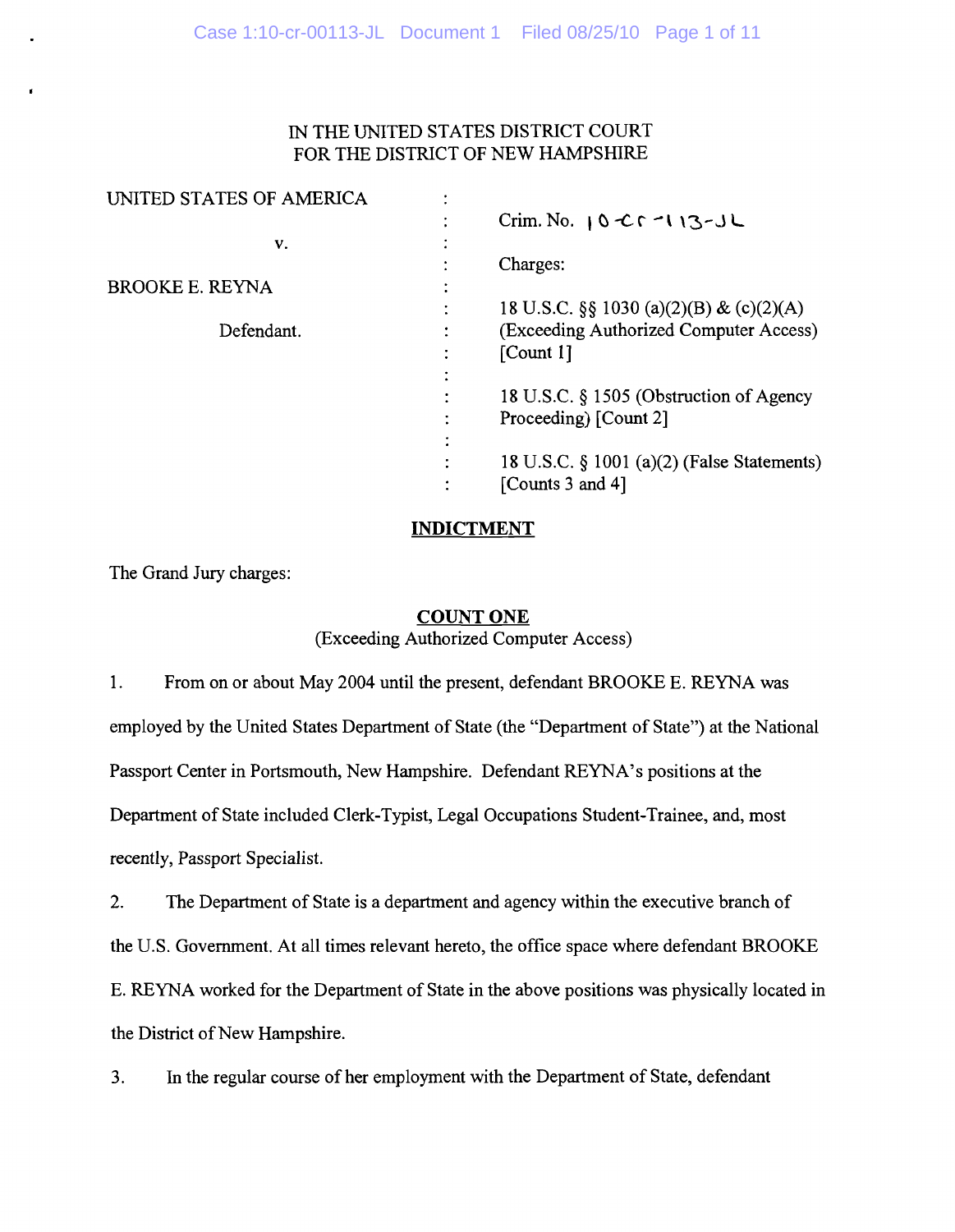IN THE UNITED STATES DISTRICT COURT
FOR THE DISTRICT OF NEW HAMPSHIRE

| | | |
|---|---|---|
| UNITED STATES OF AMERICA | : | Crim. No. 10-cr-113-JL |
| v. | : | Charges: |
| BROOKE E. REYNA | : | 18 U.S.C. §§ 1030 (a)(2)(B) & (c)(2)(A) (Exceeding Authorized Computer Access) [Count 1] |
| Defendant. | : | 18 U.S.C. § 1505 (Obstruction of Agency Proceeding) [Count 2] |
| | : | 18 U.S.C. § 1001 (a)(2) (False Statements) [Counts 3 and 4] |

## INDICTMENT

The Grand Jury charges:

### COUNT ONE
(Exceeding Authorized Computer Access)

1. From on or about May 2004 until the present, defendant BROOKE E. REYNA was employed by the United States Department of State (the "Department of State") at the National Passport Center in Portsmouth, New Hampshire. Defendant REYNA's positions at the Department of State included Clerk-Typist, Legal Occupations Student-Trainee, and, most recently, Passport Specialist.

2. The Department of State is a department and agency within the executive branch of the U.S. Government. At all times relevant hereto, the office space where defendant BROOKE E. REYNA worked for the Department of State in the above positions was physically located in the District of New Hampshire.

3. In the regular course of her employment with the Department of State, defendant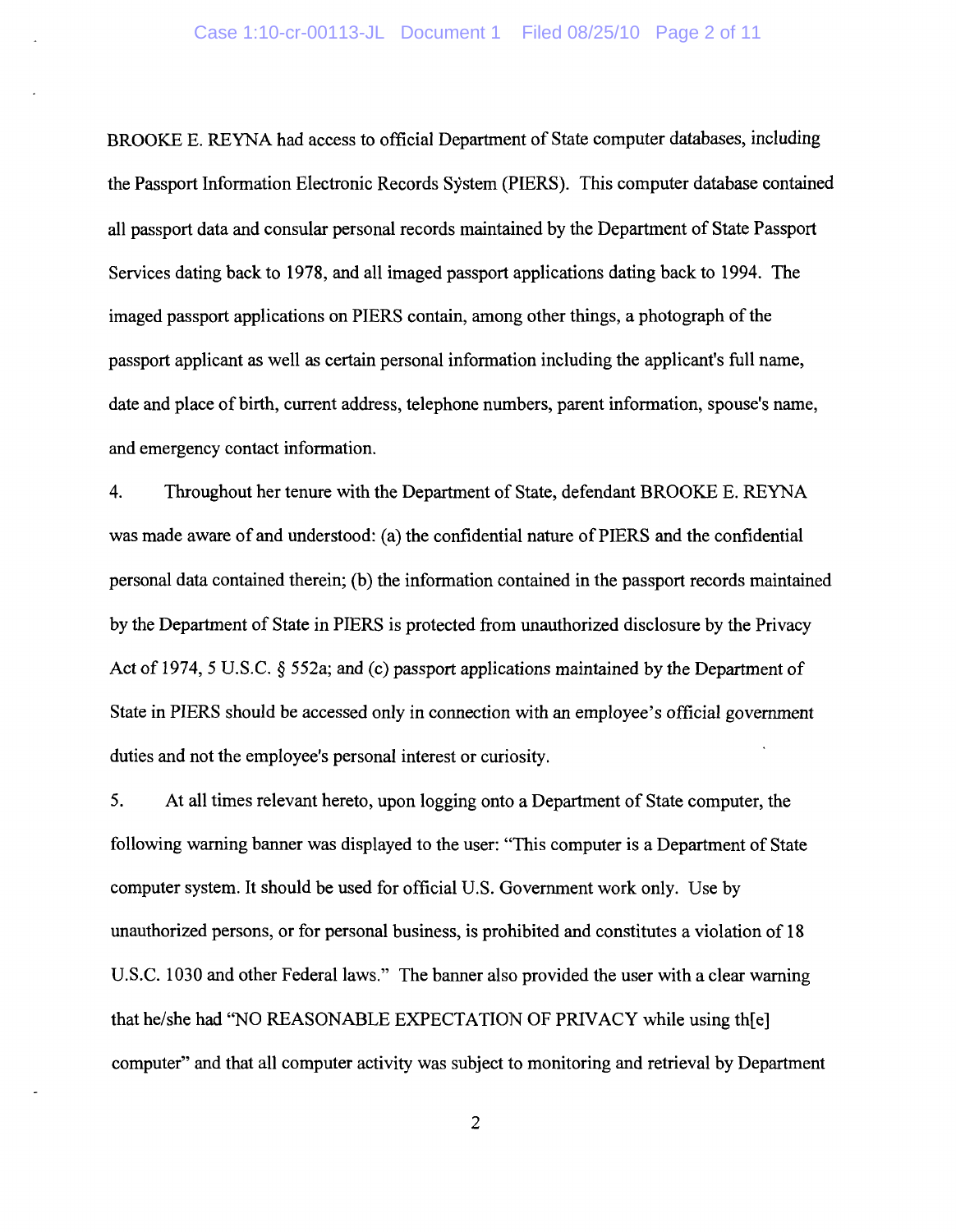BROOKE E. REYNA had access to official Department of State computer databases, including the Passport Information Electronic Records System (PIERS). This computer database contained all passport data and consular personal records maintained by the Department of State Passport Services dating back to 1978, and all imaged passport applications dating back to 1994. The imaged passport applications on PIERS contain, among other things, a photograph of the passport applicant as well as certain personal information including the applicant's full name, date and place of birth, current address, telephone numbers, parent information, spouse's name, and emergency contact information.

4. Throughout her tenure with the Department of State, defendant BROOKE E. REYNA was made aware of and understood: (a) the confidential nature of PIERS and the confidential personal data contained therein; (b) the information contained in the passport records maintained by the Department of State in PIERS is protected from unauthorized disclosure by the Privacy Act of 1974, 5 U.S.C. § 552a; and (c) passport applications maintained by the Department of State in PIERS should be accessed only in connection with an employee's official government duties and not the employee's personal interest or curiosity.

5. At all times relevant hereto, upon logging onto a Department of State computer, the following warning banner was displayed to the user: "This computer is a Department of State computer system. It should be used for official U.S. Government work only. Use by unauthorized persons, or for personal business, is prohibited and constitutes a violation of 18 U.S.C. 1030 and other Federal laws." The banner also provided the user with a clear warning that he/she had "NO REASONABLE EXPECTATION OF PRIVACY while using th[e] computer" and that all computer activity was subject to monitoring and retrieval by Department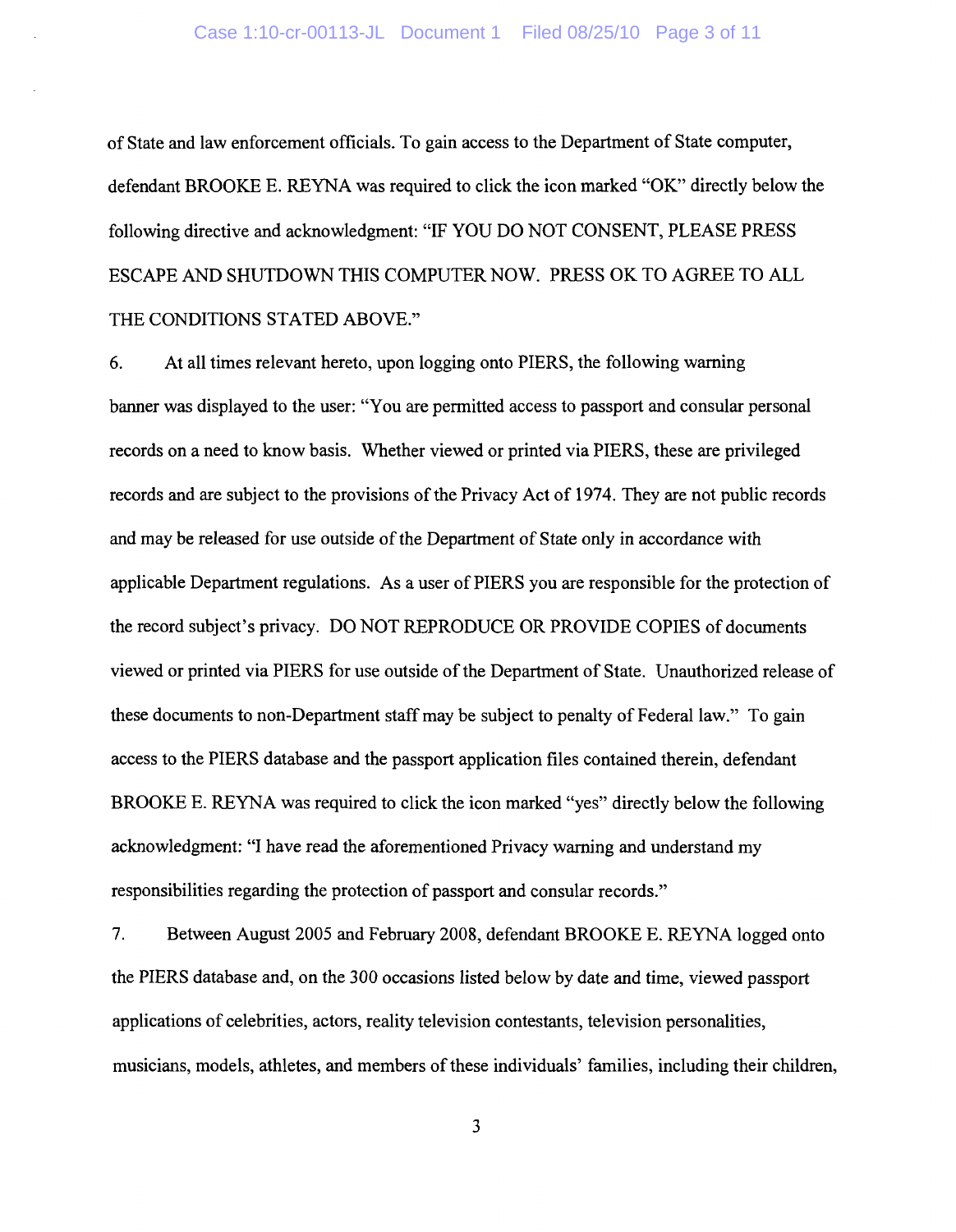of State and law enforcement officials. To gain access to the Department of State computer, defendant BROOKE E. REYNA was required to click the icon marked "OK" directly below the following directive and acknowledgment: "IF YOU DO NOT CONSENT, PLEASE PRESS ESCAPE AND SHUTDOWN THIS COMPUTER NOW. PRESS OK TO AGREE TO ALL THE CONDITIONS STATED ABOVE."

6. At all times relevant hereto, upon logging onto PIERS, the following warning banner was displayed to the user: "You are permitted access to passport and consular personal records on a need to know basis. Whether viewed or printed via PIERS, these are privileged records and are subject to the provisions of the Privacy Act of 1974. They are not public records and may be released for use outside of the Department of State only in accordance with applicable Department regulations. As a user of PIERS you are responsible for the protection of the record subject's privacy. DO NOT REPRODUCE OR PROVIDE COPIES of documents viewed or printed via PIERS for use outside of the Department of State. Unauthorized release of these documents to non-Department staff may be subject to penalty of Federal law." To gain access to the PIERS database and the passport application files contained therein, defendant BROOKE E. REYNA was required to click the icon marked "yes" directly below the following acknowledgment: "I have read the aforementioned Privacy warning and understand my responsibilities regarding the protection of passport and consular records."

7. Between August 2005 and February 2008, defendant BROOKE E. REYNA logged onto the PIERS database and, on the 300 occasions listed below by date and time, viewed passport applications of celebrities, actors, reality television contestants, television personalities, musicians, models, athletes, and members of these individuals' families, including their children,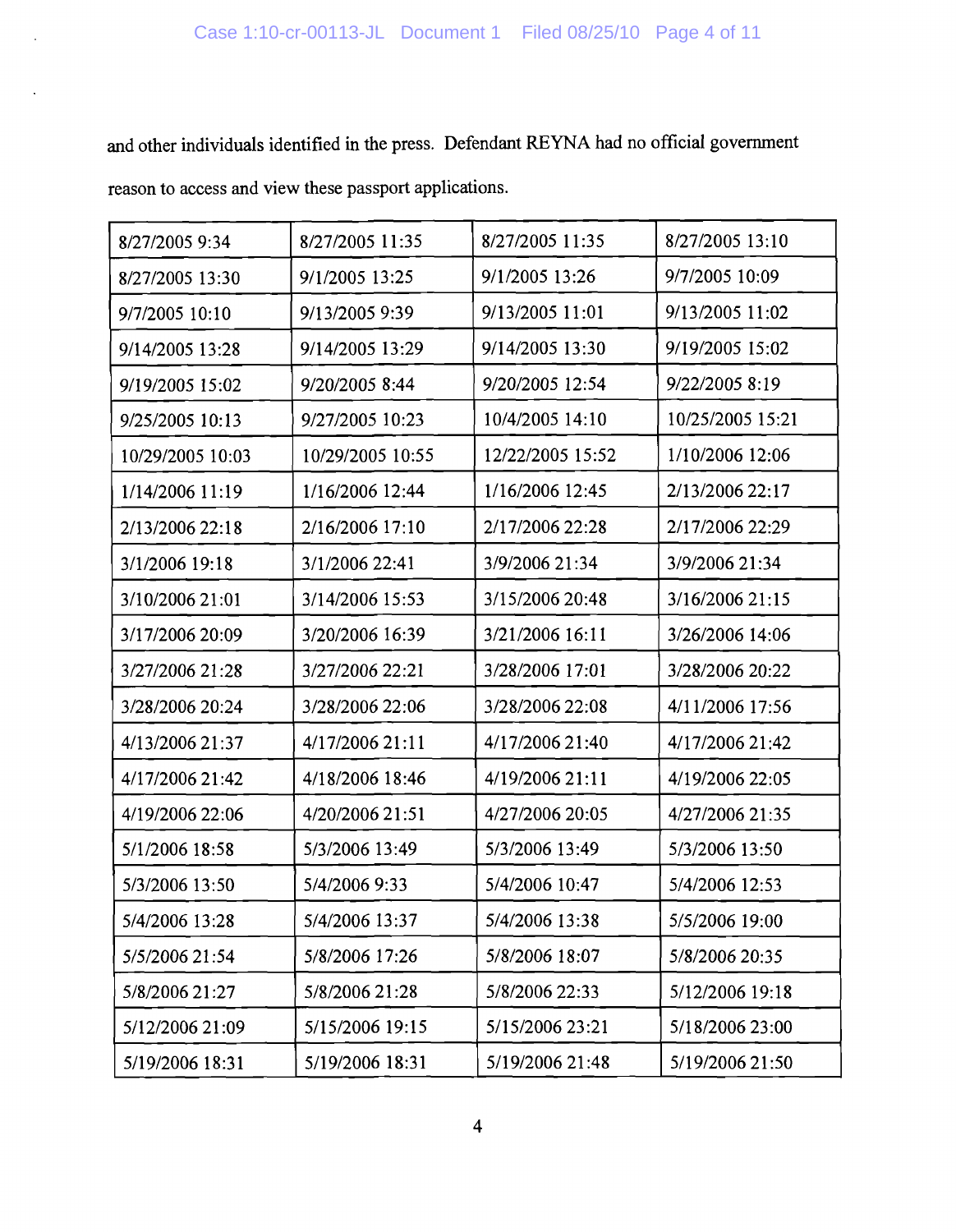and other individuals identified in the press. Defendant REYNA had no official government reason to access and view these passport applications.

| | | | |
|---|---|---|---|
| 8/27/2005 9:34 | 8/27/2005 11:35 | 8/27/2005 11:35 | 8/27/2005 13:10 |
| 8/27/2005 13:30 | 9/1/2005 13:25 | 9/1/2005 13:26 | 9/7/2005 10:09 |
| 9/7/2005 10:10 | 9/13/2005 9:39 | 9/13/2005 11:01 | 9/13/2005 11:02 |
| 9/14/2005 13:28 | 9/14/2005 13:29 | 9/14/2005 13:30 | 9/19/2005 15:02 |
| 9/19/2005 15:02 | 9/20/2005 8:44 | 9/20/2005 12:54 | 9/22/2005 8:19 |
| 9/25/2005 10:13 | 9/27/2005 10:23 | 10/4/2005 14:10 | 10/25/2005 15:21 |
| 10/29/2005 10:03 | 10/29/2005 10:55 | 12/22/2005 15:52 | 1/10/2006 12:06 |
| 1/14/2006 11:19 | 1/16/2006 12:44 | 1/16/2006 12:45 | 2/13/2006 22:17 |
| 2/13/2006 22:18 | 2/16/2006 17:10 | 2/17/2006 22:28 | 2/17/2006 22:29 |
| 3/1/2006 19:18 | 3/1/2006 22:41 | 3/9/2006 21:34 | 3/9/2006 21:34 |
| 3/10/2006 21:01 | 3/14/2006 15:53 | 3/15/2006 20:48 | 3/16/2006 21:15 |
| 3/17/2006 20:09 | 3/20/2006 16:39 | 3/21/2006 16:11 | 3/26/2006 14:06 |
| 3/27/2006 21:28 | 3/27/2006 22:21 | 3/28/2006 17:01 | 3/28/2006 20:22 |
| 3/28/2006 20:24 | 3/28/2006 22:06 | 3/28/2006 22:08 | 4/11/2006 17:56 |
| 4/13/2006 21:37 | 4/17/2006 21:11 | 4/17/2006 21:40 | 4/17/2006 21:42 |
| 4/17/2006 21:42 | 4/18/2006 18:46 | 4/19/2006 21:11 | 4/19/2006 22:05 |
| 4/19/2006 22:06 | 4/20/2006 21:51 | 4/27/2006 20:05 | 4/27/2006 21:35 |
| 5/1/2006 18:58 | 5/3/2006 13:49 | 5/3/2006 13:49 | 5/3/2006 13:50 |
| 5/3/2006 13:50 | 5/4/2006 9:33 | 5/4/2006 10:47 | 5/4/2006 12:53 |
| 5/4/2006 13:28 | 5/4/2006 13:37 | 5/4/2006 13:38 | 5/5/2006 19:00 |
| 5/5/2006 21:54 | 5/8/2006 17:26 | 5/8/2006 18:07 | 5/8/2006 20:35 |
| 5/8/2006 21:27 | 5/8/2006 21:28 | 5/8/2006 22:33 | 5/12/2006 19:18 |
| 5/12/2006 21:09 | 5/15/2006 19:15 | 5/15/2006 23:21 | 5/18/2006 23:00 |
| 5/19/2006 18:31 | 5/19/2006 18:31 | 5/19/2006 21:48 | 5/19/2006 21:50 |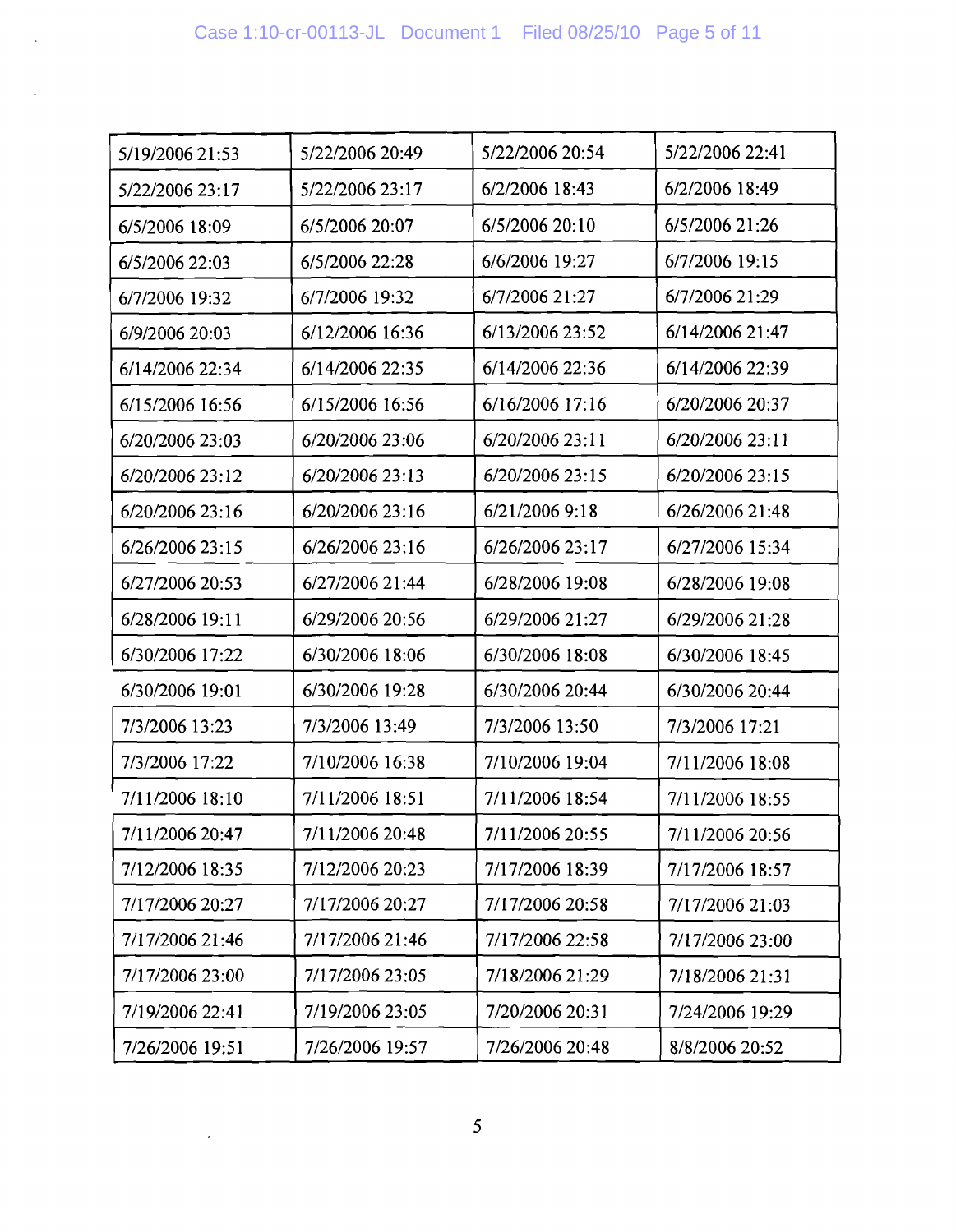| 5/19/2006 21:53 | 5/22/2006 20:49 | 5/22/2006 20:54 | 5/22/2006 22:41 |
|---|---|---|---|
| 5/22/2006 23:17 | 5/22/2006 23:17 | 6/2/2006 18:43 | 6/2/2006 18:49 |
| 6/5/2006 18:09 | 6/5/2006 20:07 | 6/5/2006 20:10 | 6/5/2006 21:26 |
| 6/5/2006 22:03 | 6/5/2006 22:28 | 6/6/2006 19:27 | 6/7/2006 19:15 |
| 6/7/2006 19:32 | 6/7/2006 19:32 | 6/7/2006 21:27 | 6/7/2006 21:29 |
| 6/9/2006 20:03 | 6/12/2006 16:36 | 6/13/2006 23:52 | 6/14/2006 21:47 |
| 6/14/2006 22:34 | 6/14/2006 22:35 | 6/14/2006 22:36 | 6/14/2006 22:39 |
| 6/15/2006 16:56 | 6/15/2006 16:56 | 6/16/2006 17:16 | 6/20/2006 20:37 |
| 6/20/2006 23:03 | 6/20/2006 23:06 | 6/20/2006 23:11 | 6/20/2006 23:11 |
| 6/20/2006 23:12 | 6/20/2006 23:13 | 6/20/2006 23:15 | 6/20/2006 23:15 |
| 6/20/2006 23:16 | 6/20/2006 23:16 | 6/21/2006 9:18 | 6/26/2006 21:48 |
| 6/26/2006 23:15 | 6/26/2006 23:16 | 6/26/2006 23:17 | 6/27/2006 15:34 |
| 6/27/2006 20:53 | 6/27/2006 21:44 | 6/28/2006 19:08 | 6/28/2006 19:08 |
| 6/28/2006 19:11 | 6/29/2006 20:56 | 6/29/2006 21:27 | 6/29/2006 21:28 |
| 6/30/2006 17:22 | 6/30/2006 18:06 | 6/30/2006 18:08 | 6/30/2006 18:45 |
| 6/30/2006 19:01 | 6/30/2006 19:28 | 6/30/2006 20:44 | 6/30/2006 20:44 |
| 7/3/2006 13:23 | 7/3/2006 13:49 | 7/3/2006 13:50 | 7/3/2006 17:21 |
| 7/3/2006 17:22 | 7/10/2006 16:38 | 7/10/2006 19:04 | 7/11/2006 18:08 |
| 7/11/2006 18:10 | 7/11/2006 18:51 | 7/11/2006 18:54 | 7/11/2006 18:55 |
| 7/11/2006 20:47 | 7/11/2006 20:48 | 7/11/2006 20:55 | 7/11/2006 20:56 |
| 7/12/2006 18:35 | 7/12/2006 20:23 | 7/17/2006 18:39 | 7/17/2006 18:57 |
| 7/17/2006 20:27 | 7/17/2006 20:27 | 7/17/2006 20:58 | 7/17/2006 21:03 |
| 7/17/2006 21:46 | 7/17/2006 21:46 | 7/17/2006 22:58 | 7/17/2006 23:00 |
| 7/17/2006 23:00 | 7/17/2006 23:05 | 7/18/2006 21:29 | 7/18/2006 21:31 |
| 7/19/2006 22:41 | 7/19/2006 23:05 | 7/20/2006 20:31 | 7/24/2006 19:29 |
| 7/26/2006 19:51 | 7/26/2006 19:57 | 7/26/2006 20:48 | 8/8/2006 20:52 |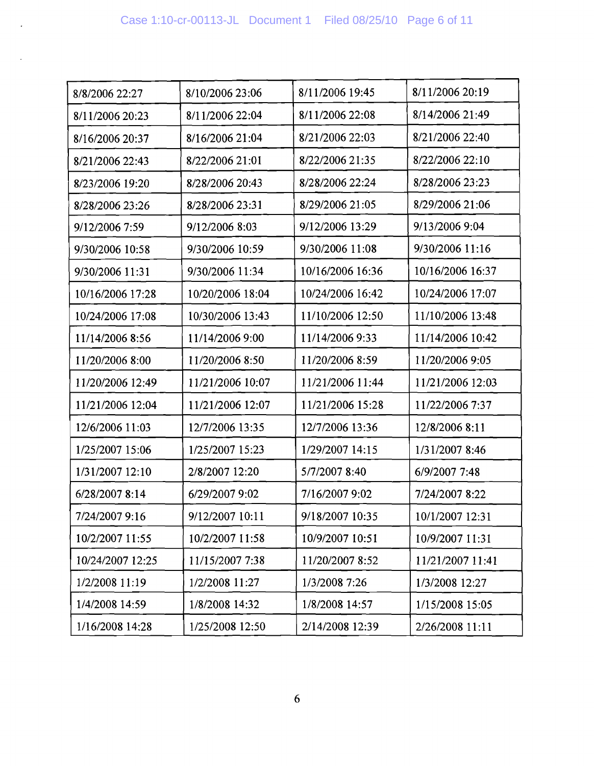| | | | |
|---|---|---|---|
| 8/8/2006 22:27 | 8/10/2006 23:06 | 8/11/2006 19:45 | 8/11/2006 20:19 |
| 8/11/2006 20:23 | 8/11/2006 22:04 | 8/11/2006 22:08 | 8/14/2006 21:49 |
| 8/16/2006 20:37 | 8/16/2006 21:04 | 8/21/2006 22:03 | 8/21/2006 22:40 |
| 8/21/2006 22:43 | 8/22/2006 21:01 | 8/22/2006 21:35 | 8/22/2006 22:10 |
| 8/23/2006 19:20 | 8/28/2006 20:43 | 8/28/2006 22:24 | 8/28/2006 23:23 |
| 8/28/2006 23:26 | 8/28/2006 23:31 | 8/29/2006 21:05 | 8/29/2006 21:06 |
| 9/12/2006 7:59 | 9/12/2006 8:03 | 9/12/2006 13:29 | 9/13/2006 9:04 |
| 9/30/2006 10:58 | 9/30/2006 10:59 | 9/30/2006 11:08 | 9/30/2006 11:16 |
| 9/30/2006 11:31 | 9/30/2006 11:34 | 10/16/2006 16:36 | 10/16/2006 16:37 |
| 10/16/2006 17:28 | 10/20/2006 18:04 | 10/24/2006 16:42 | 10/24/2006 17:07 |
| 10/24/2006 17:08 | 10/30/2006 13:43 | 11/10/2006 12:50 | 11/10/2006 13:48 |
| 11/14/2006 8:56 | 11/14/2006 9:00 | 11/14/2006 9:33 | 11/14/2006 10:42 |
| 11/20/2006 8:00 | 11/20/2006 8:50 | 11/20/2006 8:59 | 11/20/2006 9:05 |
| 11/20/2006 12:49 | 11/21/2006 10:07 | 11/21/2006 11:44 | 11/21/2006 12:03 |
| 11/21/2006 12:04 | 11/21/2006 12:07 | 11/21/2006 15:28 | 11/22/2006 7:37 |
| 12/6/2006 11:03 | 12/7/2006 13:35 | 12/7/2006 13:36 | 12/8/2006 8:11 |
| 1/25/2007 15:06 | 1/25/2007 15:23 | 1/29/2007 14:15 | 1/31/2007 8:46 |
| 1/31/2007 12:10 | 2/8/2007 12:20 | 5/7/2007 8:40 | 6/9/2007 7:48 |
| 6/28/2007 8:14 | 6/29/2007 9:02 | 7/16/2007 9:02 | 7/24/2007 8:22 |
| 7/24/2007 9:16 | 9/12/2007 10:11 | 9/18/2007 10:35 | 10/1/2007 12:31 |
| 10/2/2007 11:55 | 10/2/2007 11:58 | 10/9/2007 10:51 | 10/9/2007 11:31 |
| 10/24/2007 12:25 | 11/15/2007 7:38 | 11/20/2007 8:52 | 11/21/2007 11:41 |
| 1/2/2008 11:19 | 1/2/2008 11:27 | 1/3/2008 7:26 | 1/3/2008 12:27 |
| 1/4/2008 14:59 | 1/8/2008 14:32 | 1/8/2008 14:57 | 1/15/2008 15:05 |
| 1/16/2008 14:28 | 1/25/2008 12:50 | 2/14/2008 12:39 | 2/26/2008 11:11 |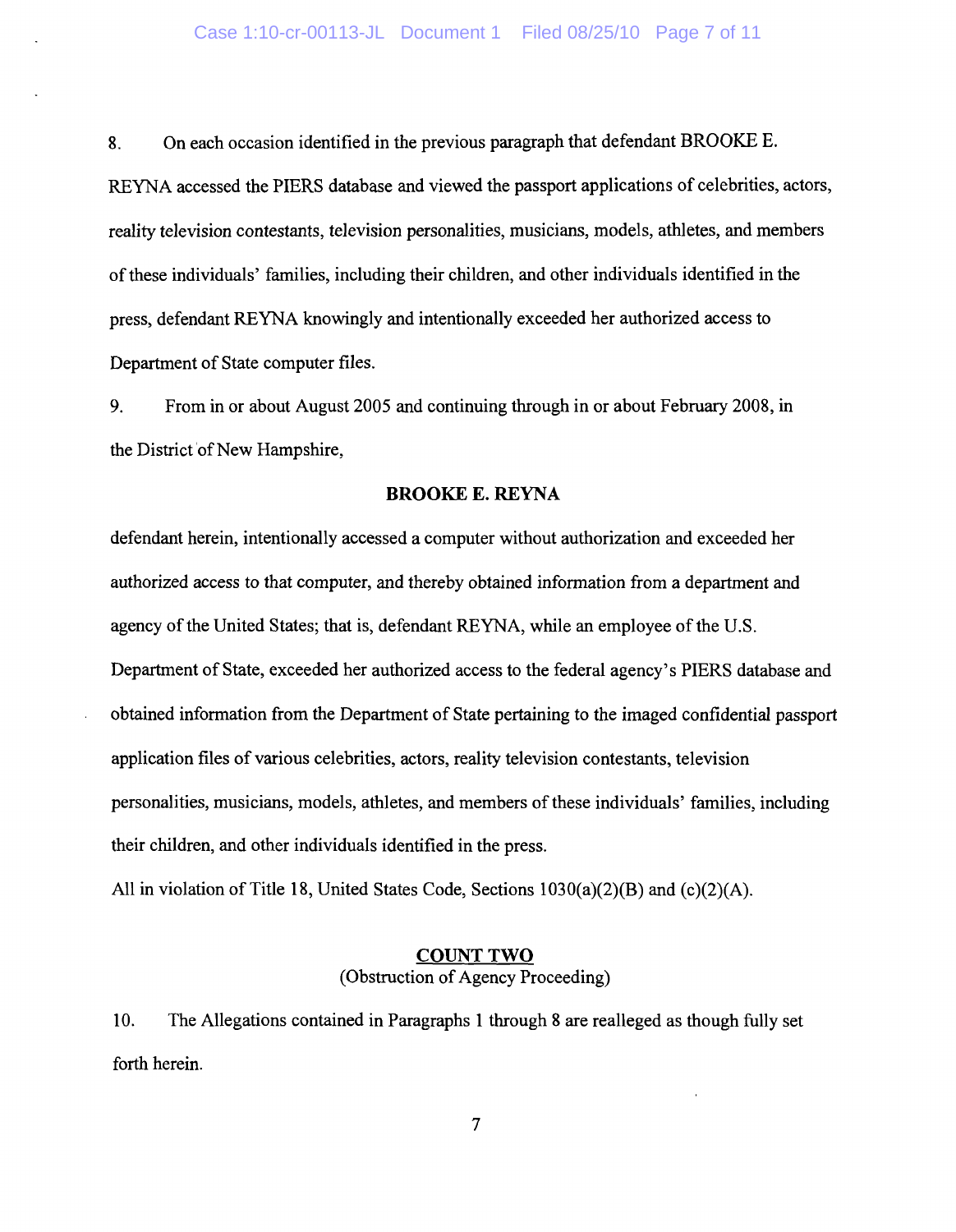8. On each occasion identified in the previous paragraph that defendant BROOKE E. REYNA accessed the PIERS database and viewed the passport applications of celebrities, actors, reality television contestants, television personalities, musicians, models, athletes, and members of these individuals' families, including their children, and other individuals identified in the press, defendant REYNA knowingly and intentionally exceeded her authorized access to Department of State computer files.

9. From in or about August 2005 and continuing through in or about February 2008, in the District of New Hampshire,

**BROOKE E. REYNA**

defendant herein, intentionally accessed a computer without authorization and exceeded her authorized access to that computer, and thereby obtained information from a department and agency of the United States; that is, defendant REYNA, while an employee of the U.S. Department of State, exceeded her authorized access to the federal agency's PIERS database and obtained information from the Department of State pertaining to the imaged confidential passport application files of various celebrities, actors, reality television contestants, television personalities, musicians, models, athletes, and members of these individuals' families, including their children, and other individuals identified in the press.

All in violation of Title 18, United States Code, Sections 1030(a)(2)(B) and (c)(2)(A).

**COUNT TWO**
(Obstruction of Agency Proceeding)

10. The Allegations contained in Paragraphs 1 through 8 are realleged as though fully set forth herein.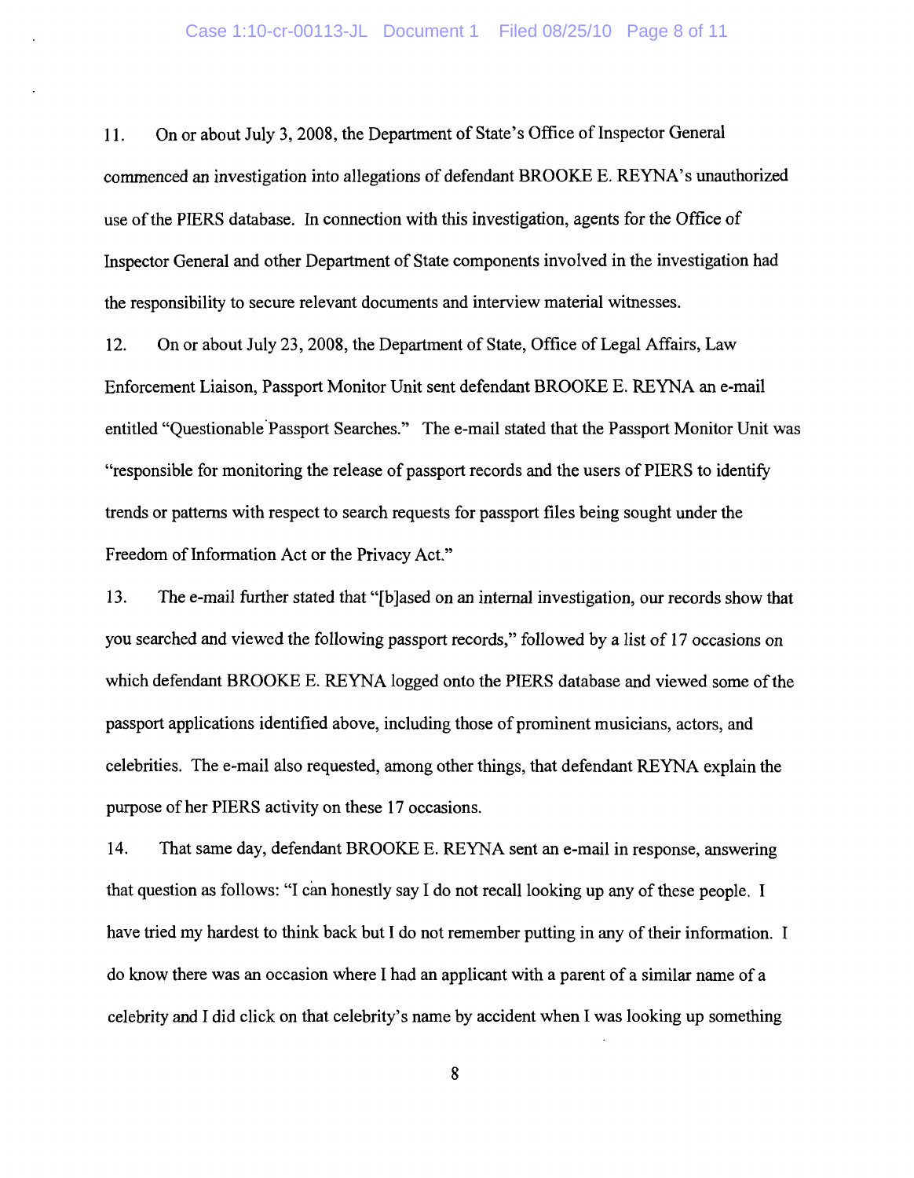11. On or about July 3, 2008, the Department of State's Office of Inspector General commenced an investigation into allegations of defendant BROOKE E. REYNA's unauthorized use of the PIERS database. In connection with this investigation, agents for the Office of Inspector General and other Department of State components involved in the investigation had the responsibility to secure relevant documents and interview material witnesses.

12. On or about July 23, 2008, the Department of State, Office of Legal Affairs, Law Enforcement Liaison, Passport Monitor Unit sent defendant BROOKE E. REYNA an e-mail entitled "Questionable Passport Searches." The e-mail stated that the Passport Monitor Unit was "responsible for monitoring the release of passport records and the users of PIERS to identify trends or patterns with respect to search requests for passport files being sought under the Freedom of Information Act or the Privacy Act."

13. The e-mail further stated that "[b]ased on an internal investigation, our records show that you searched and viewed the following passport records," followed by a list of 17 occasions on which defendant BROOKE E. REYNA logged onto the PIERS database and viewed some of the passport applications identified above, including those of prominent musicians, actors, and celebrities. The e-mail also requested, among other things, that defendant REYNA explain the purpose of her PIERS activity on these 17 occasions.

14. That same day, defendant BROOKE E. REYNA sent an e-mail in response, answering that question as follows: "I can honestly say I do not recall looking up any of these people. I have tried my hardest to think back but I do not remember putting in any of their information. I do know there was an occasion where I had an applicant with a parent of a similar name of a celebrity and I did click on that celebrity's name by accident when I was looking up something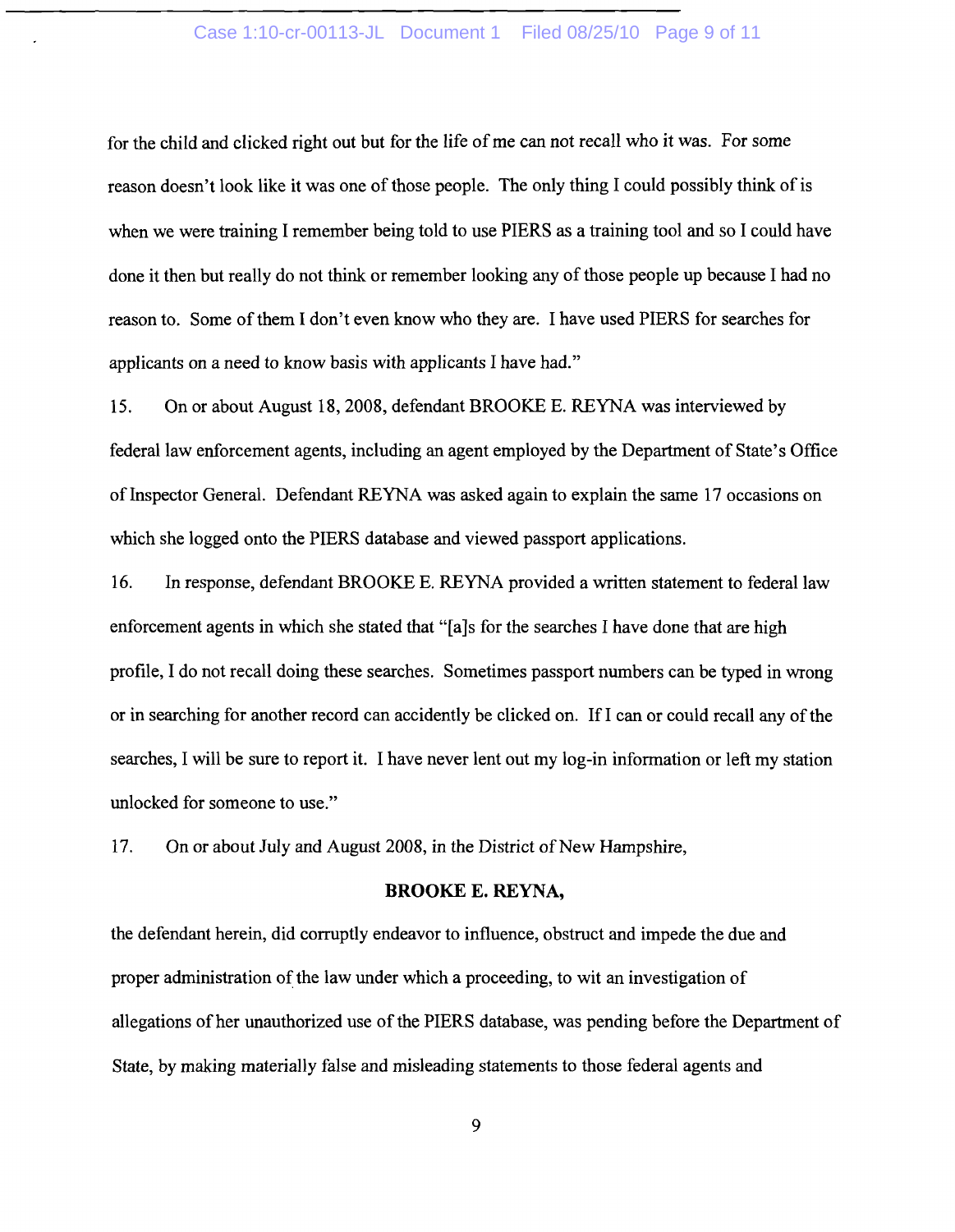for the child and clicked right out but for the life of me can not recall who it was. For some reason doesn't look like it was one of those people. The only thing I could possibly think of is when we were training I remember being told to use PIERS as a training tool and so I could have done it then but really do not think or remember looking any of those people up because I had no reason to. Some of them I don't even know who they are. I have used PIERS for searches for applicants on a need to know basis with applicants I have had."

15. On or about August 18, 2008, defendant BROOKE E. REYNA was interviewed by federal law enforcement agents, including an agent employed by the Department of State's Office of Inspector General. Defendant REYNA was asked again to explain the same 17 occasions on which she logged onto the PIERS database and viewed passport applications.

16. In response, defendant BROOKE E. REYNA provided a written statement to federal law enforcement agents in which she stated that "[a]s for the searches I have done that are high profile, I do not recall doing these searches. Sometimes passport numbers can be typed in wrong or in searching for another record can accidently be clicked on. If I can or could recall any of the searches, I will be sure to report it. I have never lent out my log-in information or left my station unlocked for someone to use."

17. On or about July and August 2008, in the District of New Hampshire,

**BROOKE E. REYNA,**

the defendant herein, did corruptly endeavor to influence, obstruct and impede the due and proper administration of the law under which a proceeding, to wit an investigation of allegations of her unauthorized use of the PIERS database, was pending before the Department of State, by making materially false and misleading statements to those federal agents and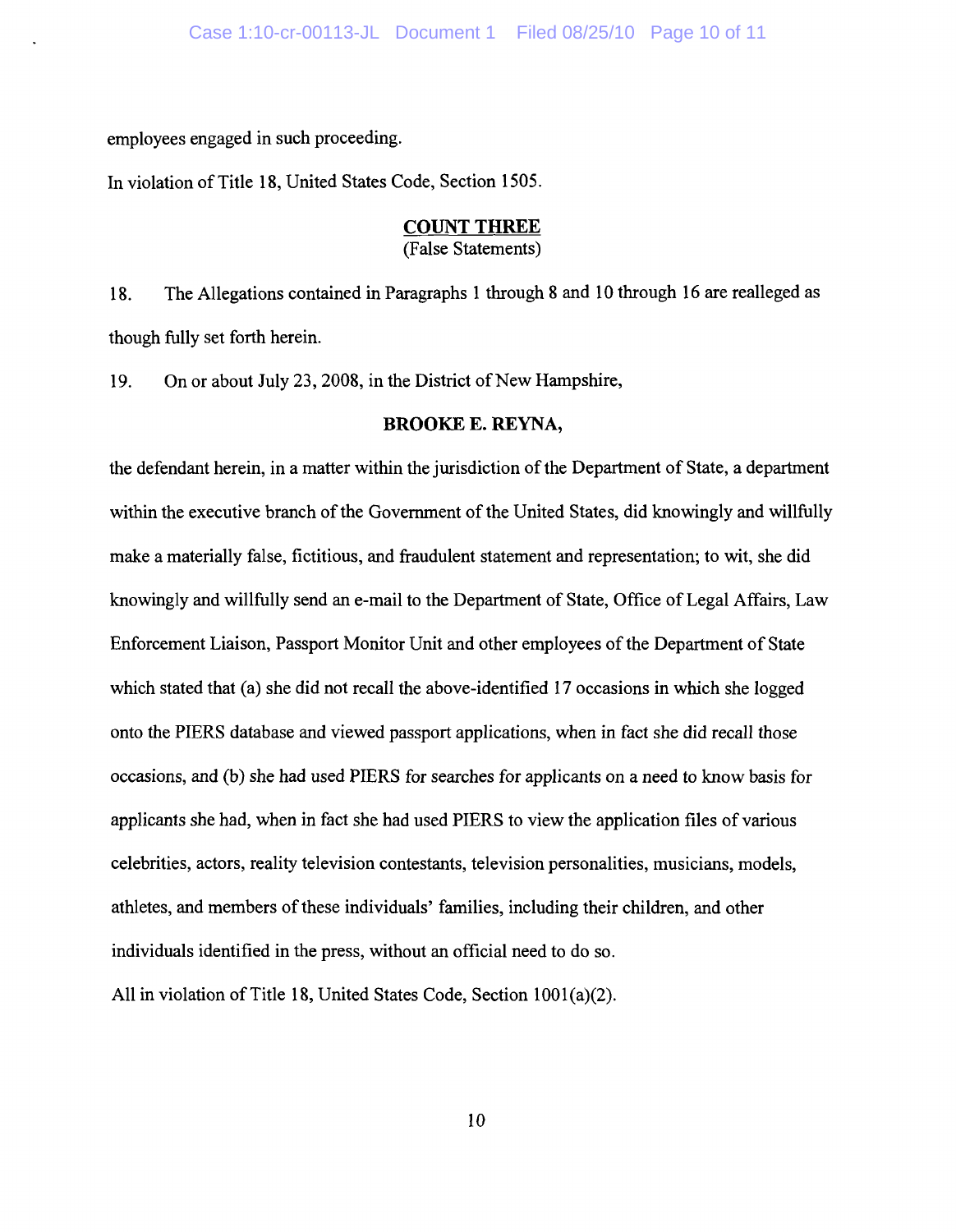employees engaged in such proceeding.

In violation of Title 18, United States Code, Section 1505.

**COUNT THREE**
(False Statements)

18. The Allegations contained in Paragraphs 1 through 8 and 10 through 16 are realleged as though fully set forth herein.

19. On or about July 23, 2008, in the District of New Hampshire,

**BROOKE E. REYNA,**

the defendant herein, in a matter within the jurisdiction of the Department of State, a department within the executive branch of the Government of the United States, did knowingly and willfully make a materially false, fictitious, and fraudulent statement and representation; to wit, she did knowingly and willfully send an e-mail to the Department of State, Office of Legal Affairs, Law Enforcement Liaison, Passport Monitor Unit and other employees of the Department of State which stated that (a) she did not recall the above-identified 17 occasions in which she logged onto the PIERS database and viewed passport applications, when in fact she did recall those occasions, and (b) she had used PIERS for searches for applicants on a need to know basis for applicants she had, when in fact she had used PIERS to view the application files of various celebrities, actors, reality television contestants, television personalities, musicians, models, athletes, and members of these individuals' families, including their children, and other individuals identified in the press, without an official need to do so.

All in violation of Title 18, United States Code, Section 1001(a)(2).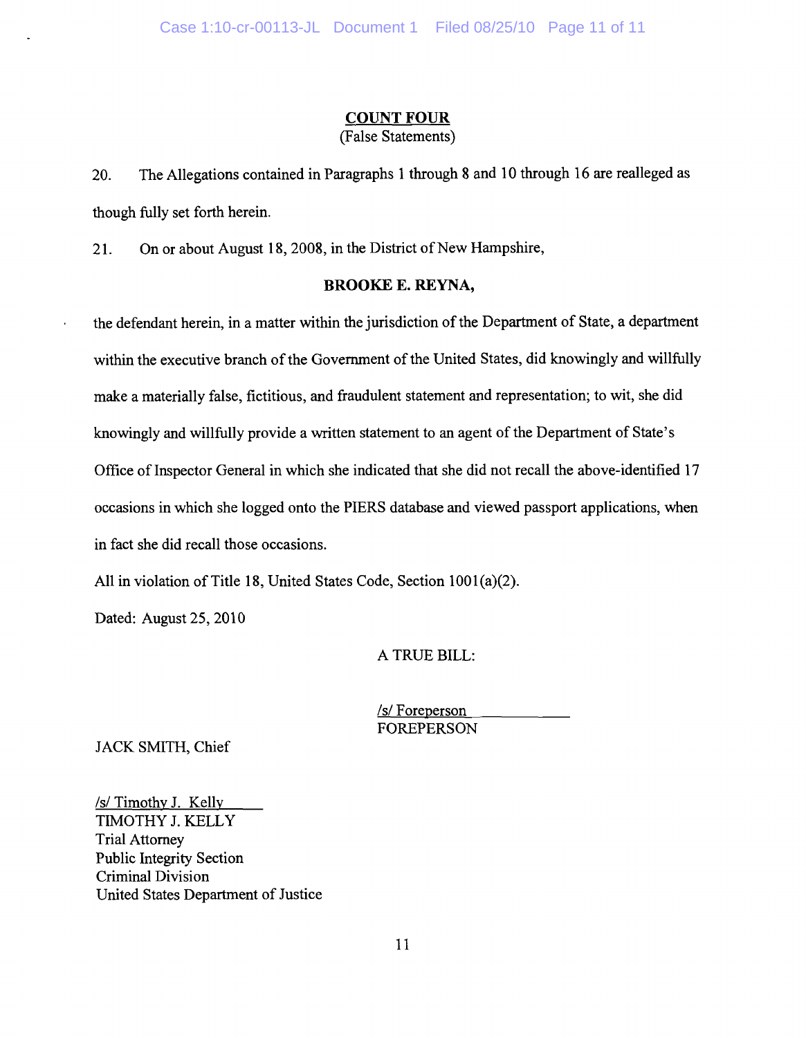## COUNT FOUR

(False Statements)

20. The Allegations contained in Paragraphs 1 through 8 and 10 through 16 are realleged as though fully set forth herein.

21. On or about August 18, 2008, in the District of New Hampshire,

**BROOKE E. REYNA,**

the defendant herein, in a matter within the jurisdiction of the Department of State, a department within the executive branch of the Government of the United States, did knowingly and willfully make a materially false, fictitious, and fraudulent statement and representation; to wit, she did knowingly and willfully provide a written statement to an agent of the Department of State's Office of Inspector General in which she indicated that she did not recall the above-identified 17 occasions in which she logged onto the PIERS database and viewed passport applications, when in fact she did recall those occasions.

All in violation of Title 18, United States Code, Section 1001(a)(2).

Dated: August 25, 2010

A TRUE BILL:

/s/ Foreperson
FOREPERSON

JACK SMITH, Chief

/s/ Timothy J. Kelly
TIMOTHY J. KELLY
Trial Attorney
Public Integrity Section
Criminal Division
United States Department of Justice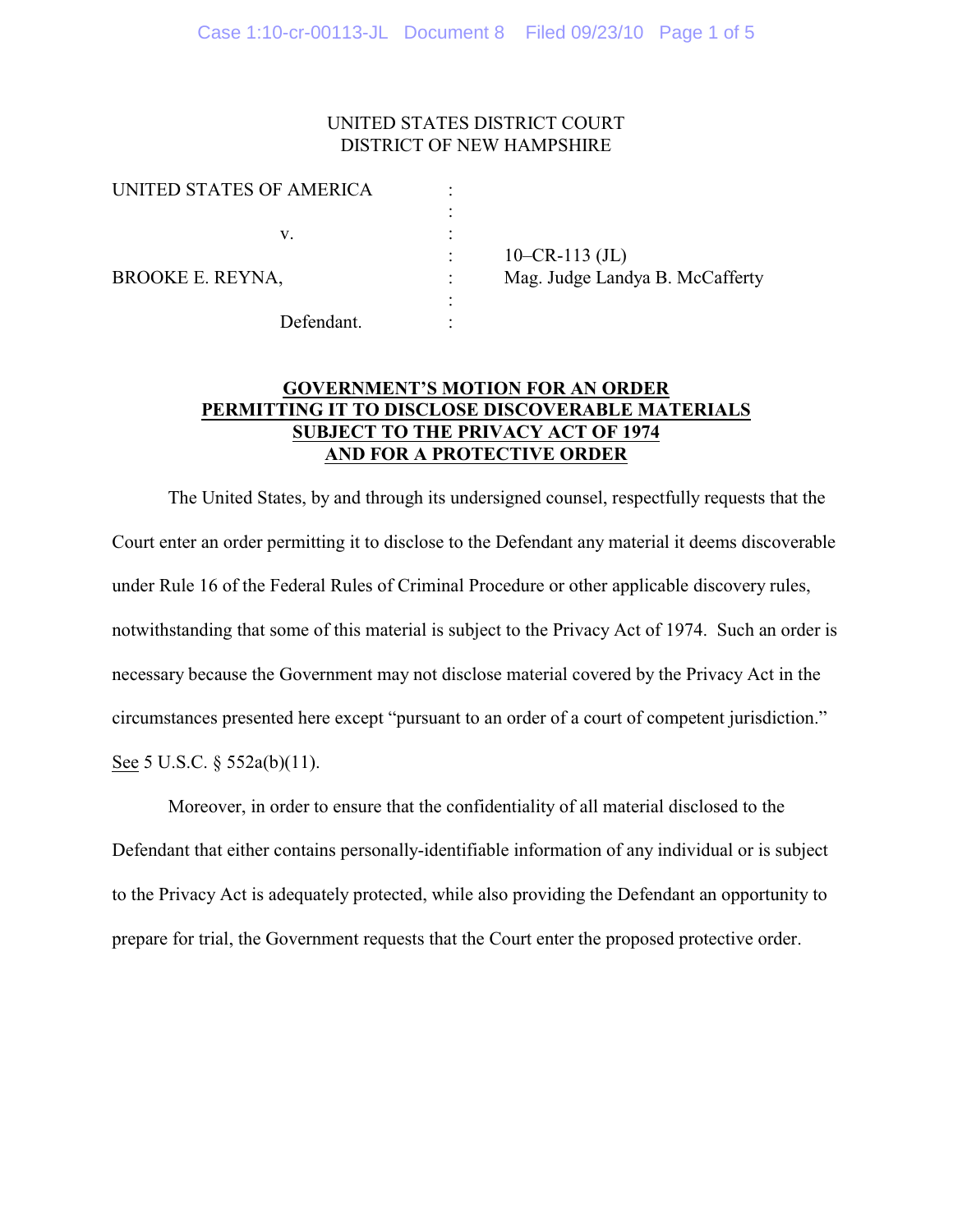UNITED STATES DISTRICT COURT
DISTRICT OF NEW HAMPSHIRE

| | | |
|---|---|---|
| UNITED STATES OF AMERICA | : | |
| | : | |
| v. | : | |
| | : | 10–CR-113 (JL) |
| BROOKE E. REYNA, | : | Mag. Judge Landya B. McCafferty |
| | : | |
| Defendant. | : | |

## GOVERNMENT'S MOTION FOR AN ORDER PERMITTING IT TO DISCLOSE DISCOVERABLE MATERIALS SUBJECT TO THE PRIVACY ACT OF 1974 AND FOR A PROTECTIVE ORDER

The United States, by and through its undersigned counsel, respectfully requests that the Court enter an order permitting it to disclose to the Defendant any material it deems discoverable under Rule 16 of the Federal Rules of Criminal Procedure or other applicable discovery rules, notwithstanding that some of this material is subject to the Privacy Act of 1974. Such an order is necessary because the Government may not disclose material covered by the Privacy Act in the circumstances presented here except "pursuant to an order of a court of competent jurisdiction." See 5 U.S.C. § 552a(b)(11).

Moreover, in order to ensure that the confidentiality of all material disclosed to the Defendant that either contains personally-identifiable information of any individual or is subject to the Privacy Act is adequately protected, while also providing the Defendant an opportunity to prepare for trial, the Government requests that the Court enter the proposed protective order.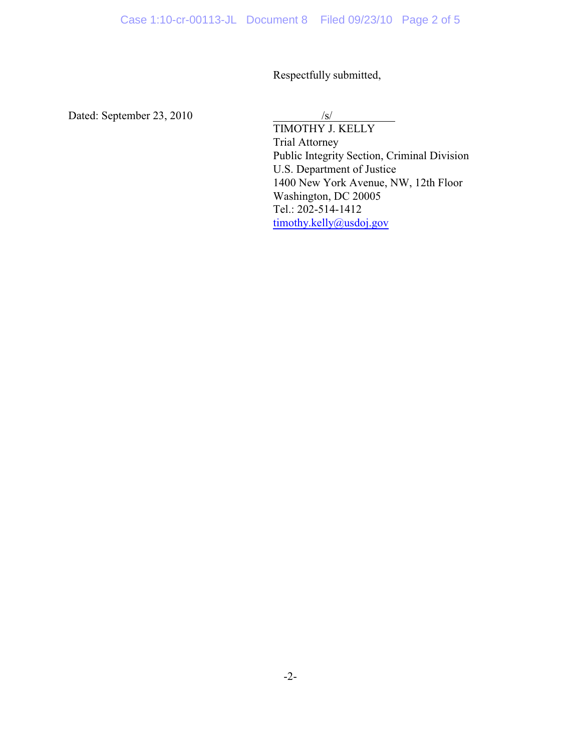Respectfully submitted,

Dated: September 23, 2010

/s/

TIMOTHY J. KELLY
Trial Attorney
Public Integrity Section, Criminal Division
U.S. Department of Justice
1400 New York Avenue, NW, 12th Floor
Washington, DC 20005
Tel.: 202-514-1412
timothy.kelly@usdoj.gov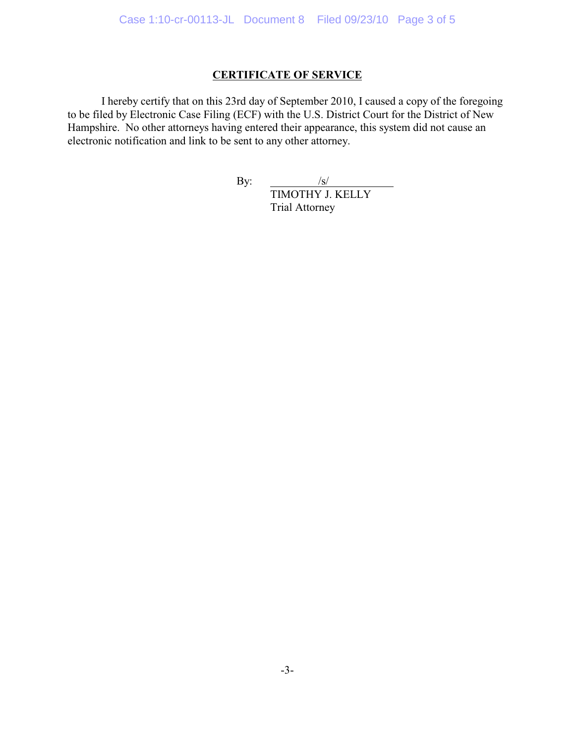## CERTIFICATE OF SERVICE

I hereby certify that on this 23rd day of September 2010, I caused a copy of the foregoing to be filed by Electronic Case Filing (ECF) with the U.S. District Court for the District of New Hampshire. No other attorneys having entered their appearance, this system did not cause an electronic notification and link to be sent to any other attorney.

By: /s/
TIMOTHY J. KELLY
Trial Attorney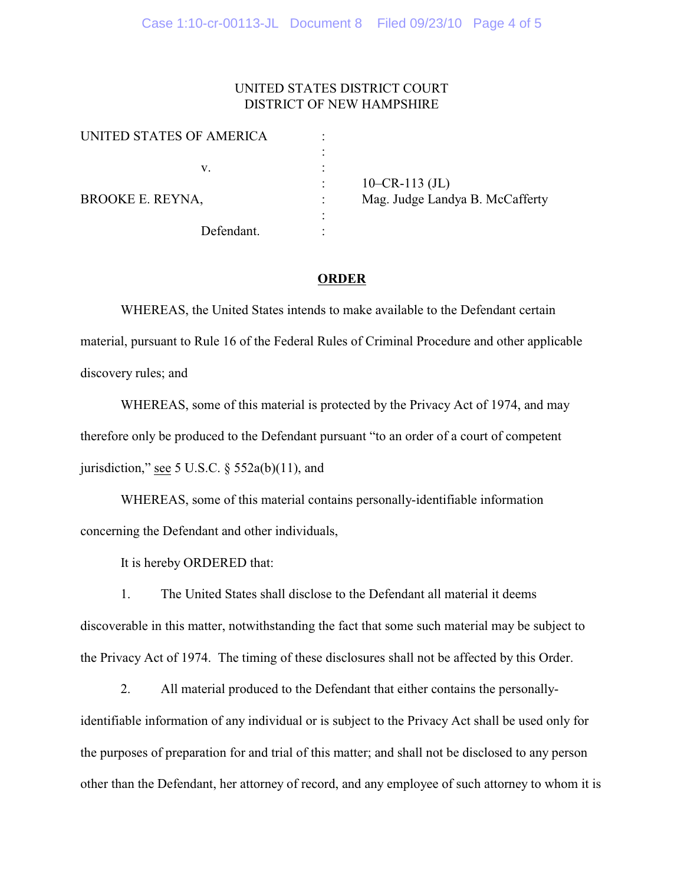UNITED STATES DISTRICT COURT
DISTRICT OF NEW HAMPSHIRE

| | | |
|---|---|---|
| UNITED STATES OF AMERICA | : | |
| | : | |
| v. | : | |
| | : | 10–CR-113 (JL) |
| BROOKE E. REYNA, | : | Mag. Judge Landya B. McCafferty |
| | : | |
| Defendant. | : | |

**ORDER**

WHEREAS, the United States intends to make available to the Defendant certain material, pursuant to Rule 16 of the Federal Rules of Criminal Procedure and other applicable discovery rules; and

WHEREAS, some of this material is protected by the Privacy Act of 1974, and may therefore only be produced to the Defendant pursuant "to an order of a court of competent jurisdiction," see 5 U.S.C. § 552a(b)(11), and

WHEREAS, some of this material contains personally-identifiable information concerning the Defendant and other individuals,

It is hereby ORDERED that:

1. The United States shall disclose to the Defendant all material it deems discoverable in this matter, notwithstanding the fact that some such material may be subject to the Privacy Act of 1974. The timing of these disclosures shall not be affected by this Order.

2. All material produced to the Defendant that either contains the personally-identifiable information of any individual or is subject to the Privacy Act shall be used only for the purposes of preparation for and trial of this matter; and shall not be disclosed to any person other than the Defendant, her attorney of record, and any employee of such attorney to whom it is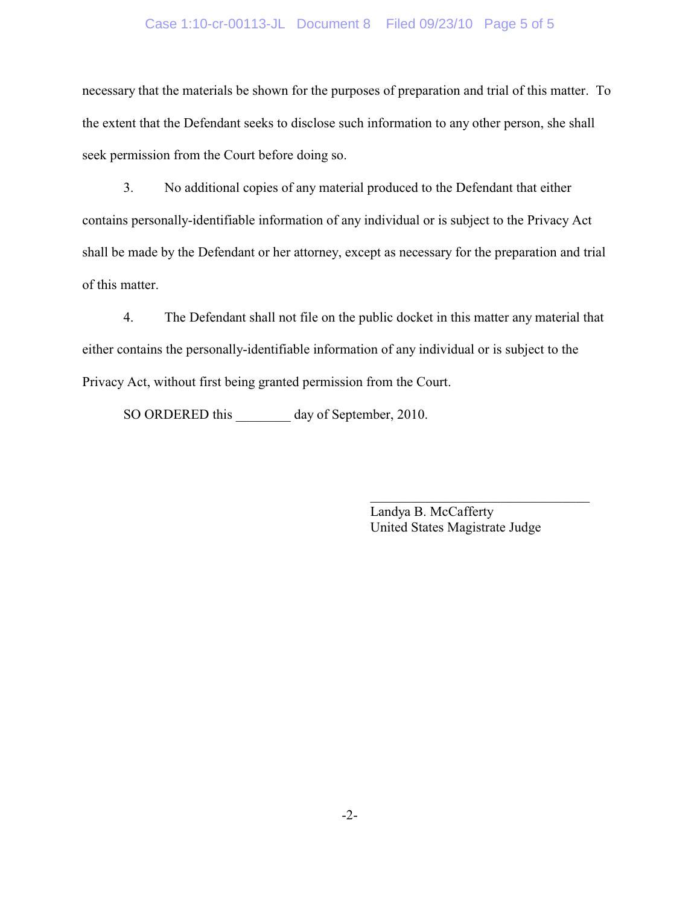necessary that the materials be shown for the purposes of preparation and trial of this matter. To the extent that the Defendant seeks to disclose such information to any other person, she shall seek permission from the Court before doing so.

3. No additional copies of any material produced to the Defendant that either contains personally-identifiable information of any individual or is subject to the Privacy Act shall be made by the Defendant or her attorney, except as necessary for the preparation and trial of this matter.

4. The Defendant shall not file on the public docket in this matter any material that either contains the personally-identifiable information of any individual or is subject to the Privacy Act, without first being granted permission from the Court.

SO ORDERED this ________ day of September, 2010.

\_\_\_\_\_\_\_\_\_\_\_\_\_\_\_\_\_\_\_\_\_\_\_\_\_\_\_\_\_\_\_\_
Landya B. McCafferty
United States Magistrate Judge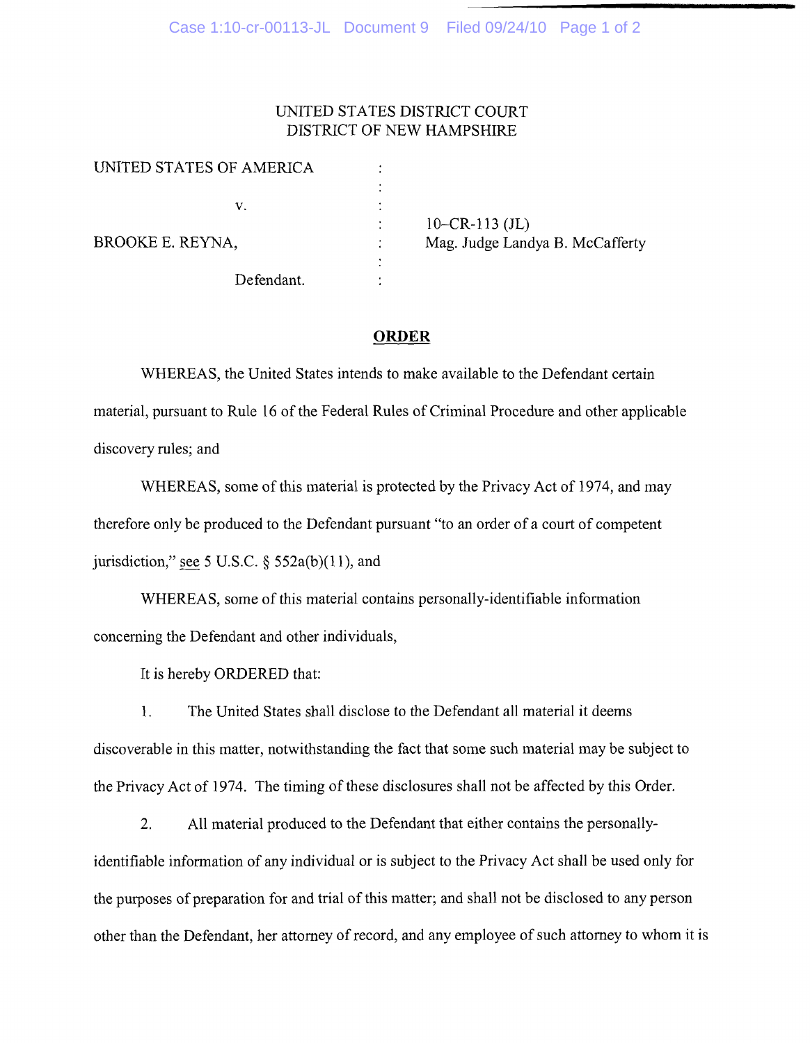UNITED STATES DISTRICT COURT
DISTRICT OF NEW HAMPSHIRE

| | | |
|---|---|---|
| UNITED STATES OF AMERICA | : | |
| | : | |
| v. | : | |
| | : | 10–CR-113 (JL) |
| BROOKE E. REYNA, | : | Mag. Judge Landya B. McCafferty |
| | : | |
| Defendant. | : | |

## ORDER

WHEREAS, the United States intends to make available to the Defendant certain material, pursuant to Rule 16 of the Federal Rules of Criminal Procedure and other applicable discovery rules; and

WHEREAS, some of this material is protected by the Privacy Act of 1974, and may therefore only be produced to the Defendant pursuant "to an order of a court of competent jurisdiction," see 5 U.S.C. § 552a(b)(11), and

WHEREAS, some of this material contains personally-identifiable information concerning the Defendant and other individuals,

It is hereby ORDERED that:

1. The United States shall disclose to the Defendant all material it deems discoverable in this matter, notwithstanding the fact that some such material may be subject to the Privacy Act of 1974. The timing of these disclosures shall not be affected by this Order.

2. All material produced to the Defendant that either contains the personally-identifiable information of any individual or is subject to the Privacy Act shall be used only for the purposes of preparation for and trial of this matter; and shall not be disclosed to any person other than the Defendant, her attorney of record, and any employee of such attorney to whom it is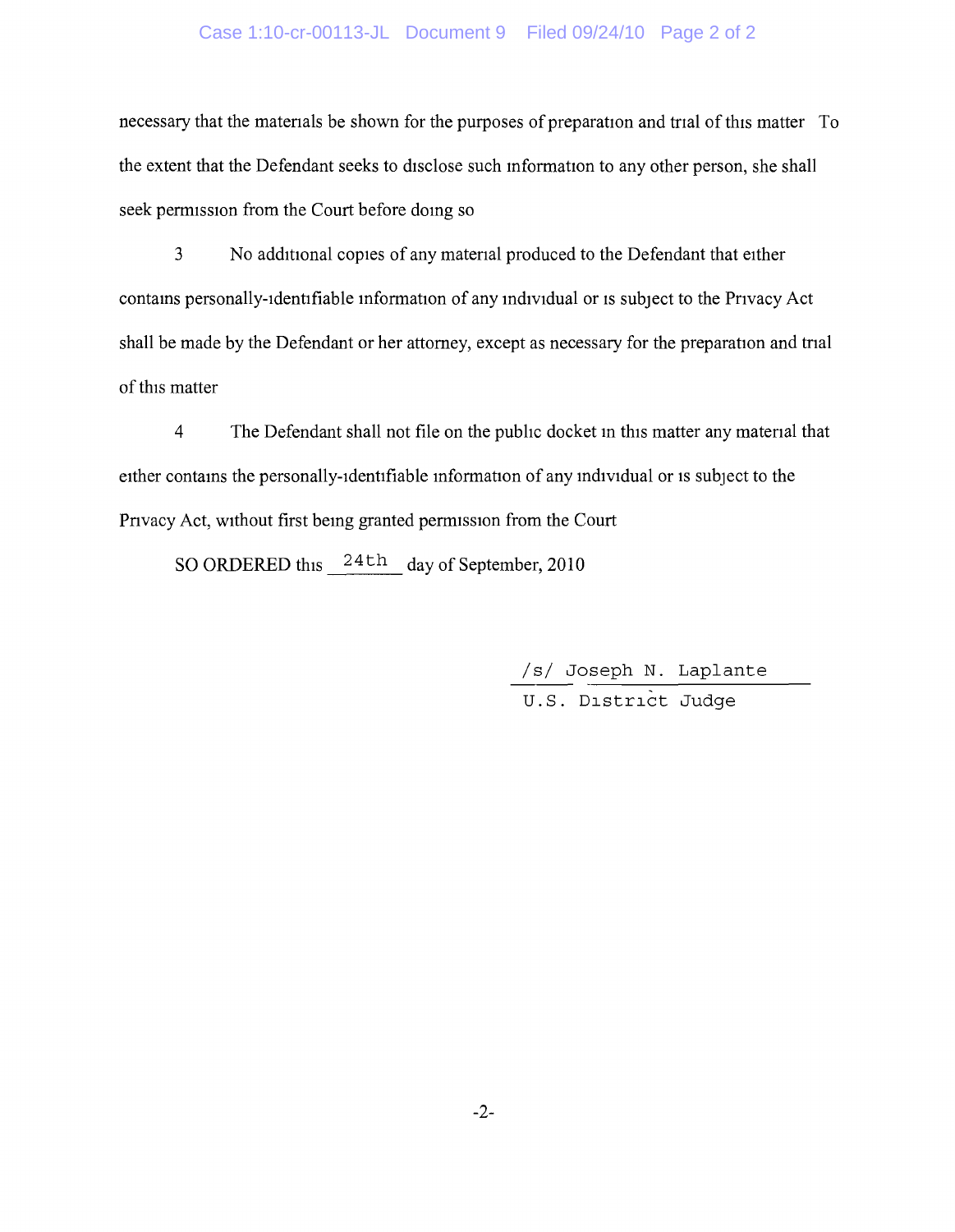necessary that the materials be shown for the purposes of preparation and trial of this matter To the extent that the Defendant seeks to disclose such information to any other person, she shall seek permission from the Court before doing so

3 No additional copies of any material produced to the Defendant that either contains personally-identifiable information of any individual or is subject to the Privacy Act shall be made by the Defendant or her attorney, except as necessary for the preparation and trial of this matter

4 The Defendant shall not file on the public docket in this matter any material that either contains the personally-identifiable information of any individual or is subject to the Privacy Act, without first being granted permission from the Court

SO ORDERED this 24th day of September, 2010

/s/ Joseph N. Laplante
U.S. District Judge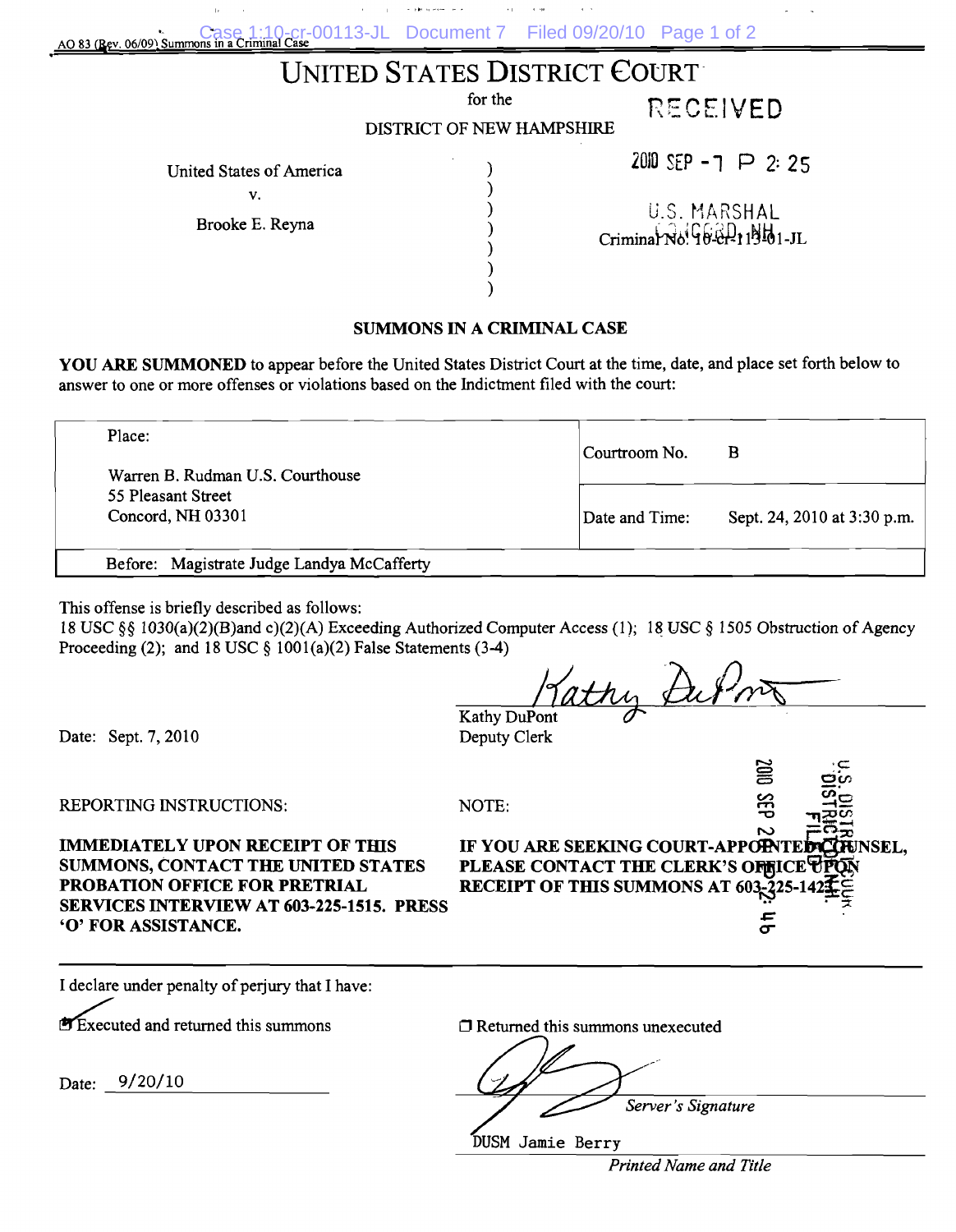AO 83 (Rev. 06/09) Summons in a Criminal Case

# UNITED STATES DISTRICT COURT

for the

DISTRICT OF NEW HAMPSHIRE

RECEIVED

2010 SEP -7 P 2:25

U.S. MARSHAL
CONCORD, NH

United States of America
v.
Brooke E. Reyna

Criminal No. 10-cr-113-01-JL

## SUMMONS IN A CRIMINAL CASE

**YOU ARE SUMMONED** to appear before the United States District Court at the time, date, and place set forth below to answer to one or more offenses or violations based on the Indictment filed with the court:

| Place: Warren B. Rudman U.S. Courthouse, 55 Pleasant Street, Concord, NH 03301 | Courtroom No. | B |
|---|---|---|
| | Date and Time: | Sept. 24, 2010 at 3:30 p.m. |
| Before: Magistrate Judge Landya McCafferty | | |

This offense is briefly described as follows:
18 USC §§ 1030(a)(2)(B)and c)(2)(A) Exceeding Authorized Computer Access (1); 18 USC § 1505 Obstruction of Agency Proceeding (2); and 18 USC § 1001(a)(2) False Statements (3-4)

Date: Sept. 7, 2010

Kathy DuPont
Deputy Clerk

U.S. DISTRICT COURT
DISTRICT OF N.H.
FILED
2010 SEP 20 P 2:46

REPORTING INSTRUCTIONS:

**IMMEDIATELY UPON RECEIPT OF THIS SUMMONS, CONTACT THE UNITED STATES PROBATION OFFICE FOR PRETRIAL SERVICES INTERVIEW AT 603-225-1515. PRESS 'O' FOR ASSISTANCE.**

NOTE:

**IF YOU ARE SEEKING COURT-APPOINTED COUNSEL, PLEASE CONTACT THE CLERK'S OFFICE UPON RECEIPT OF THIS SUMMONS AT 603-225-1423.**

I declare under penalty of perjury that I have:

☑ Executed and returned this summons

☐ Returned this summons unexecuted

Date: 9/20/10

*Server's Signature*

DUSM Jamie Berry

*Printed Name and Title*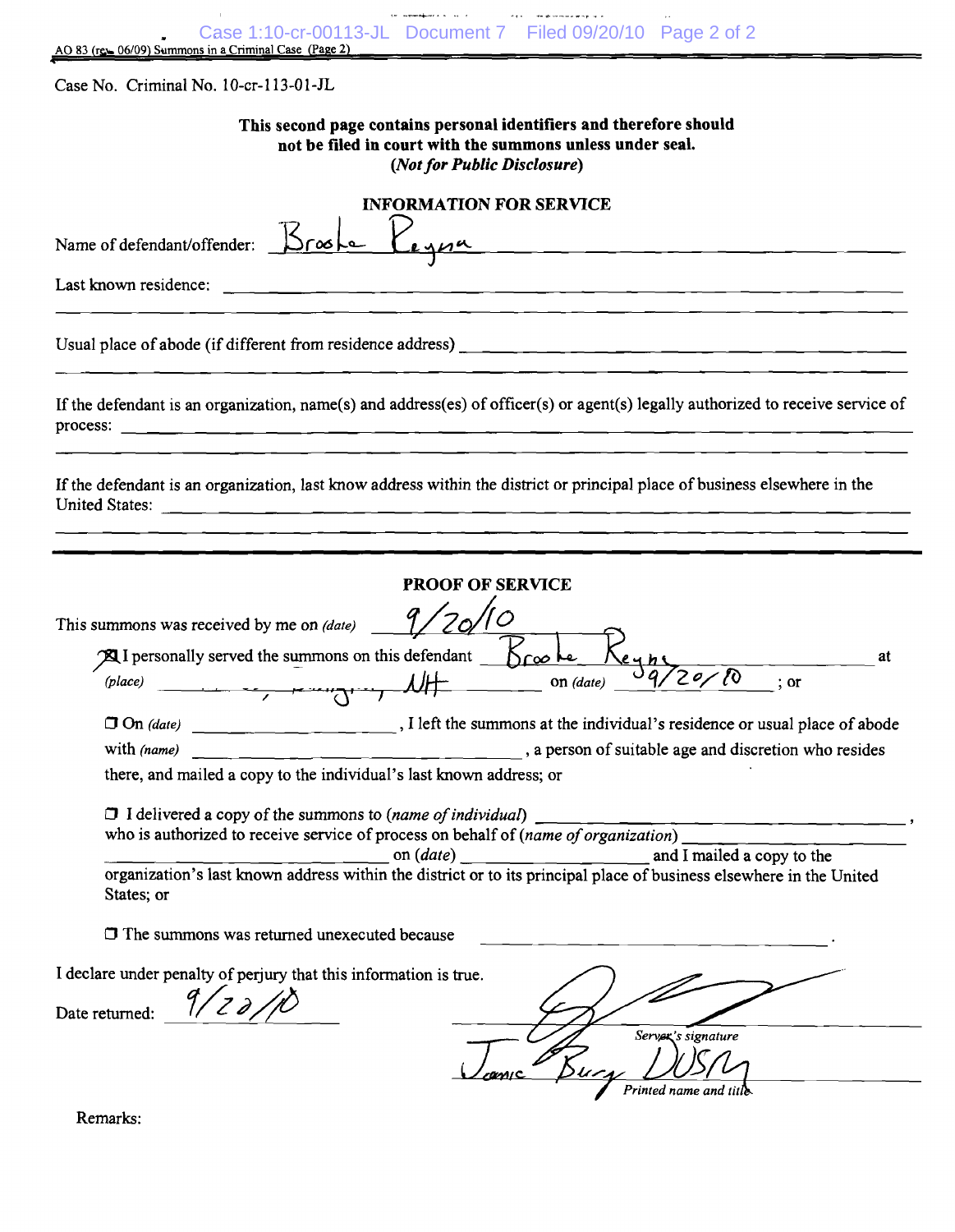AO 83 (rev. 06/09) Summons in a Criminal Case (Page 2)

Case No. Criminal No. 10-cr-113-01-JL

**This second page contains personal identifiers and therefore should not be filed in court with the summons unless under seal.**
***(Not for Public Disclosure)***

## INFORMATION FOR SERVICE

Name of defendant/offender: Brooke Reyna

Last known residence: ______________________________

Usual place of abode (if different from residence address) ______________________________

If the defendant is an organization, name(s) and address(es) of officer(s) or agent(s) legally authorized to receive service of process: ______________________________

If the defendant is an organization, last know address within the district or principal place of business elsewhere in the United States: ______________________________

## PROOF OF SERVICE

This summons was received by me on *(date)* 9/20/10

☒ I personally served the summons on this defendant Brooke Reyna at *(place)* ________, NH on *(date)* 9/20/10 ; or

☐ On *(date)* ____________, I left the summons at the individual's residence or usual place of abode with *(name)* ____________, a person of suitable age and discretion who resides there, and mailed a copy to the individual's last known address; or

☐ I delivered a copy of the summons to *(name of individual)* ____________, who is authorized to receive service of process on behalf of *(name of organization)* ____________ on *(date)* ____________ and I mailed a copy to the organization's last known address within the district or to its principal place of business elsewhere in the United States; or

☐ The summons was returned unexecuted because ____________.

I declare under penalty of perjury that this information is true.

Date returned: 9/20/10

*Server's signature*

Jamie Burg DUSM
*Printed name and title*

Remarks: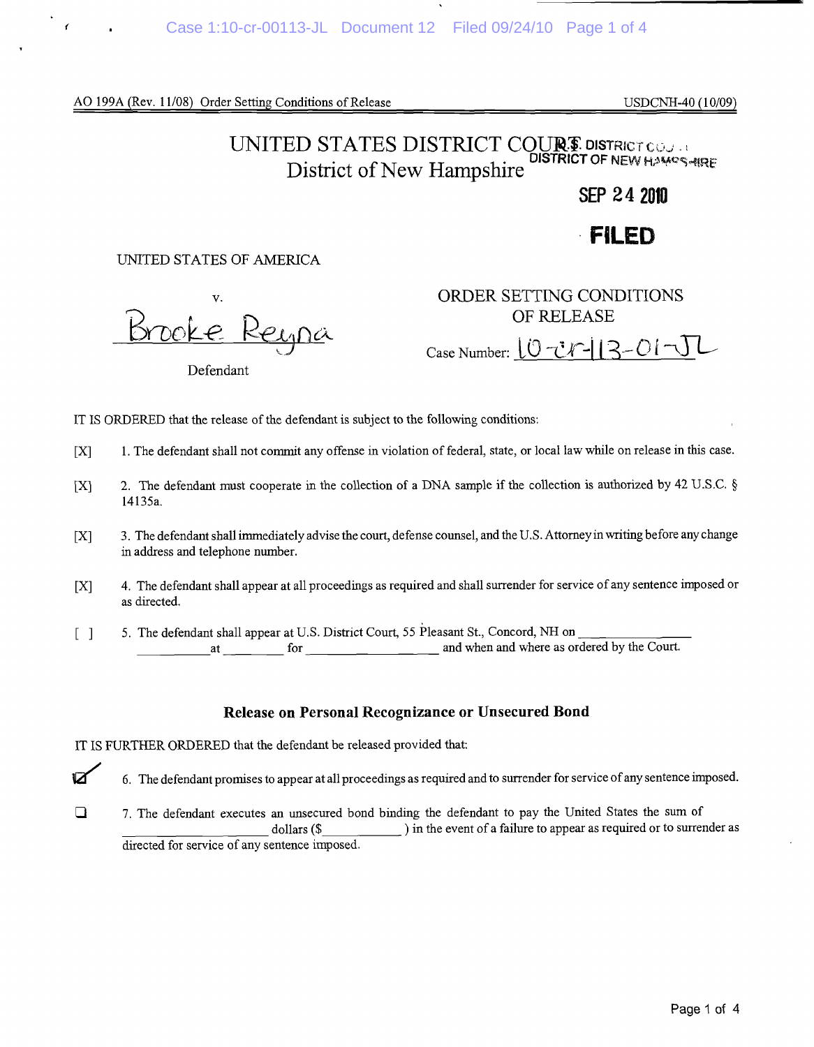AO 199A (Rev. 11/08) Order Setting Conditions of Release USDCNH-40 (10/09)

# UNITED STATES DISTRICT COURT
## District of New Hampshire

U.S. DISTRICT COURT
DISTRICT OF NEW HAMPSHIRE

SEP 24 2010

**FILED**

UNITED STATES OF AMERICA

v.

Brooke Reyna

Defendant

ORDER SETTING CONDITIONS OF RELEASE

Case Number: 10-cr-113-01-JL

IT IS ORDERED that the release of the defendant is subject to the following conditions:

[X] 1. The defendant shall not commit any offense in violation of federal, state, or local law while on release in this case.

[X] 2. The defendant must cooperate in the collection of a DNA sample if the collection is authorized by 42 U.S.C. § 14135a.

[X] 3. The defendant shall immediately advise the court, defense counsel, and the U.S. Attorney in writing before any change in address and telephone number.

[X] 4. The defendant shall appear at all proceedings as required and shall surrender for service of any sentence imposed or as directed.

[ ] 5. The defendant shall appear at U.S. District Court, 55 Pleasant St., Concord, NH on ______________ ___________ at _________ for ___________________ and when and where as ordered by the Court.

### Release on Personal Recognizance or Unsecured Bond

IT IS FURTHER ORDERED that the defendant be released provided that:

☑ 6. The defendant promises to appear at all proceedings as required and to surrender for service of any sentence imposed.

☐ 7. The defendant executes an unsecured bond binding the defendant to pay the United States the sum of ______________________ dollars ($____________) in the event of a failure to appear as required or to surrender as directed for service of any sentence imposed.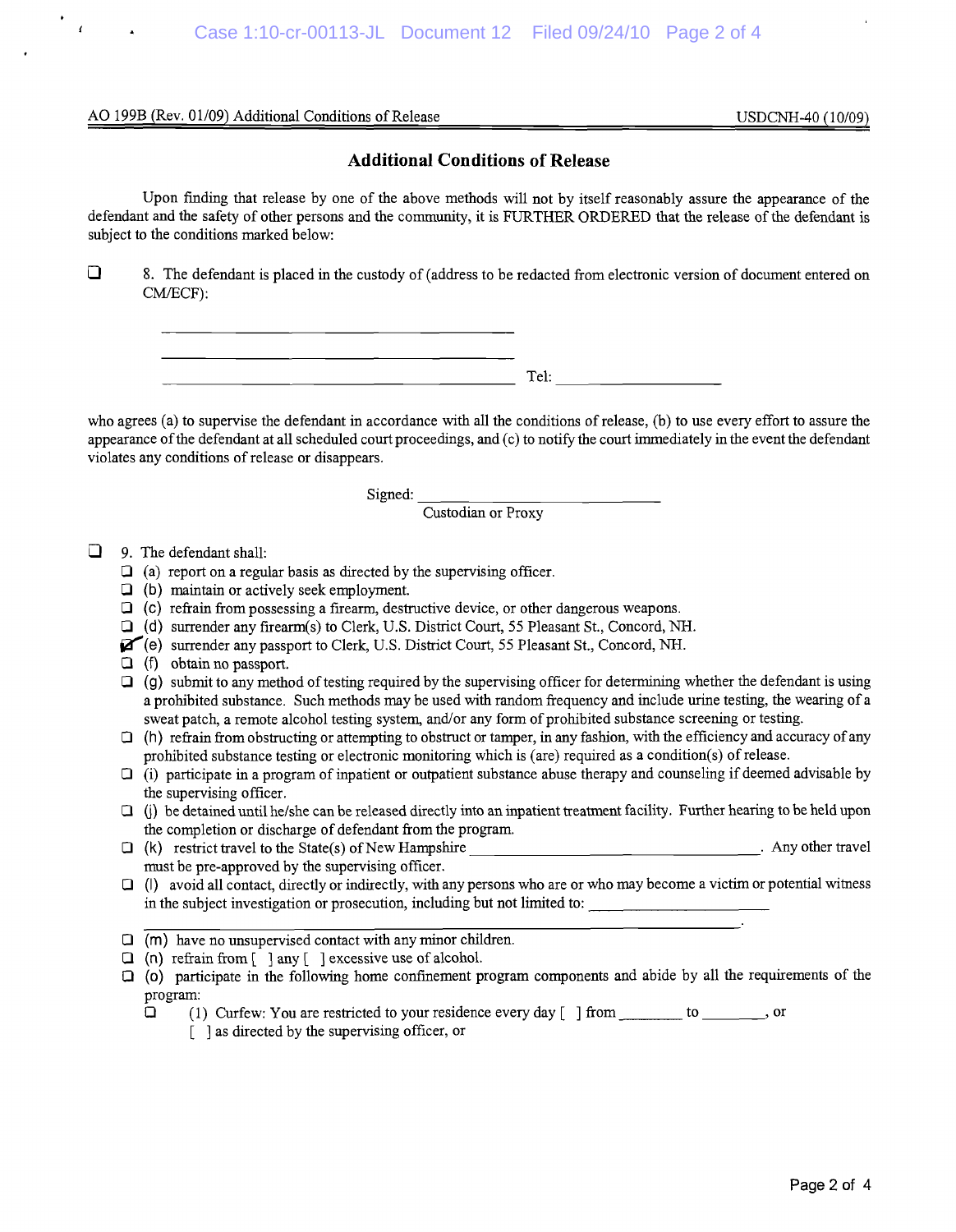AO 199B (Rev. 01/09) Additional Conditions of Release USDCNH-40 (10/09)

## Additional Conditions of Release

Upon finding that release by one of the above methods will not by itself reasonably assure the appearance of the defendant and the safety of other persons and the community, it is FURTHER ORDERED that the release of the defendant is subject to the conditions marked below:

☐ 8. The defendant is placed in the custody of (address to be redacted from electronic version of document entered on CM/ECF):

\_\_\_\_\_\_\_\_\_\_\_\_\_\_\_\_\_\_\_\_\_\_\_\_\_\_\_\_\_\_\_\_\_\_\_\_\_\_\_\_

\_\_\_\_\_\_\_\_\_\_\_\_\_\_\_\_\_\_\_\_\_\_\_\_\_\_\_\_\_\_\_\_\_\_\_\_\_\_\_\_

\_\_\_\_\_\_\_\_\_\_\_\_\_\_\_\_\_\_\_\_\_\_\_\_\_\_\_\_\_\_\_\_\_\_\_\_\_\_\_\_ Tel: \_\_\_\_\_\_\_\_\_\_\_\_\_\_\_\_\_\_\_\_

who agrees (a) to supervise the defendant in accordance with all the conditions of release, (b) to use every effort to assure the appearance of the defendant at all scheduled court proceedings, and (c) to notify the court immediately in the event the defendant violates any conditions of release or disappears.

Signed: \_\_\_\_\_\_\_\_\_\_\_\_\_\_\_\_\_\_\_\_\_\_\_\_\_\_\_\_\_\_
Custodian or Proxy

☐ 9. The defendant shall:

- ☐ (a) report on a regular basis as directed by the supervising officer.
- ☐ (b) maintain or actively seek employment.
- ☐ (c) refrain from possessing a firearm, destructive device, or other dangerous weapons.
- ☐ (d) surrender any firearm(s) to Clerk, U.S. District Court, 55 Pleasant St., Concord, NH.
- ☑ (e) surrender any passport to Clerk, U.S. District Court, 55 Pleasant St., Concord, NH.
- ☐ (f) obtain no passport.
- ☐ (g) submit to any method of testing required by the supervising officer for determining whether the defendant is using a prohibited substance. Such methods may be used with random frequency and include urine testing, the wearing of a sweat patch, a remote alcohol testing system, and/or any form of prohibited substance screening or testing.
- ☐ (h) refrain from obstructing or attempting to obstruct or tamper, in any fashion, with the efficiency and accuracy of any prohibited substance testing or electronic monitoring which is (are) required as a condition(s) of release.
- ☐ (i) participate in a program of inpatient or outpatient substance abuse therapy and counseling if deemed advisable by the supervising officer.
- ☐ (j) be detained until he/she can be released directly into an inpatient treatment facility. Further hearing to be held upon the completion or discharge of defendant from the program.
- ☐ (k) restrict travel to the State(s) of New Hampshire \_\_\_\_\_\_\_\_\_\_\_\_\_\_\_\_\_\_\_\_\_\_\_\_\_\_\_\_\_\_\_\_\_\_. Any other travel must be pre-approved by the supervising officer.
- ☐ (l) avoid all contact, directly or indirectly, with any persons who are or who may become a victim or potential witness in the subject investigation or prosecution, including but not limited to: \_\_\_\_\_\_\_\_\_\_\_\_\_\_\_\_\_\_\_\_\_\_\_\_\_\_\_\_\_\_\_\_\_\_\_\_\_\_\_\_\_\_\_\_\_\_\_\_\_\_\_\_\_\_\_\_\_\_\_\_\_\_\_\_\_\_\_\_\_\_\_\_\_\_\_\_\_\_\_\_\_\_\_\_.
- ☐ (m) have no unsupervised contact with any minor children.
- ☐ (n) refrain from [ ] any [ ] excessive use of alcohol.
- ☐ (o) participate in the following home confinement program components and abide by all the requirements of the program:
  - ☐ (1) Curfew: You are restricted to your residence every day [ ] from \_\_\_\_\_\_\_\_ to \_\_\_\_\_\_\_\_, or [ ] as directed by the supervising officer, or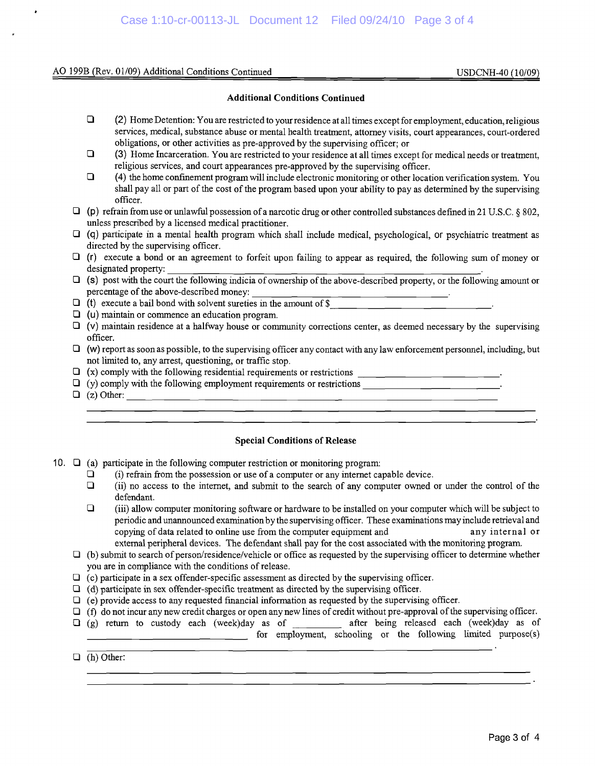AO 199B (Rev. 01/09) Additional Conditions Continued USDCNH-40 (10/09)

## Additional Conditions Continued

- ❑ (2) Home Detention: You are restricted to your residence at all times except for employment, education, religious services, medical, substance abuse or mental health treatment, attorney visits, court appearances, court-ordered obligations, or other activities as pre-approved by the supervising officer; or
- ❑ (3) Home Incarceration. You are restricted to your residence at all times except for medical needs or treatment, religious services, and court appearances pre-approved by the supervising officer.
- ❑ (4) the home confinement program will include electronic monitoring or other location verification system. You shall pay all or part of the cost of the program based upon your ability to pay as determined by the supervising officer.

❑ (p) refrain from use or unlawful possession of a narcotic drug or other controlled substances defined in 21 U.S.C. § 802, unless prescribed by a licensed medical practitioner.

❑ (q) participate in a mental health program which shall include medical, psychological, or psychiatric treatment as directed by the supervising officer.

❑ (r) execute a bond or an agreement to forfeit upon failing to appear as required, the following sum of money or designated property: ________________________________.

❑ (s) post with the court the following indicia of ownership of the above-described property, or the following amount or percentage of the above-described money: ____________________.

❑ (t) execute a bail bond with solvent sureties in the amount of $____________________.

❑ (u) maintain or commence an education program.

❑ (v) maintain residence at a halfway house or community corrections center, as deemed necessary by the supervising officer.

❑ (w) report as soon as possible, to the supervising officer any contact with any law enforcement personnel, including, but not limited to, any arrest, questioning, or traffic stop.

❑ (x) comply with the following residential requirements or restrictions ____________________.

❑ (y) comply with the following employment requirements or restrictions ____________________.

❑ (z) Other: ________________________________________________________________

________________________________________________________________________.

## Special Conditions of Release

10. ❑ (a) participate in the following computer restriction or monitoring program:
    - ❑ (i) refrain from the possession or use of a computer or any internet capable device.
    - ❑ (ii) no access to the internet, and submit to the search of any computer owned or under the control of the defendant.
    - ❑ (iii) allow computer monitoring software or hardware to be installed on your computer which will be subject to periodic and unannounced examination by the supervising officer. These examinations may include retrieval and copying of data related to online use from the computer equipment and any internal or external peripheral devices. The defendant shall pay for the cost associated with the monitoring program.

❑ (b) submit to search of person/residence/vehicle or office as requested by the supervising officer to determine whether you are in compliance with the conditions of release.

❑ (c) participate in a sex offender-specific assessment as directed by the supervising officer.

❑ (d) participate in sex offender-specific treatment as directed by the supervising officer.

❑ (e) provide access to any requested financial information as requested by the supervising officer.

❑ (f) do not incur any new credit charges or open any new lines of credit without pre-approval of the supervising officer.

❑ (g) return to custody each (week)day as of __________ after being released each (week)day as of ____________________ for employment, schooling or the following limited purpose(s) ________________________________________.

❑ (h) Other: ________________________________________________________________

________________________________________________________________________.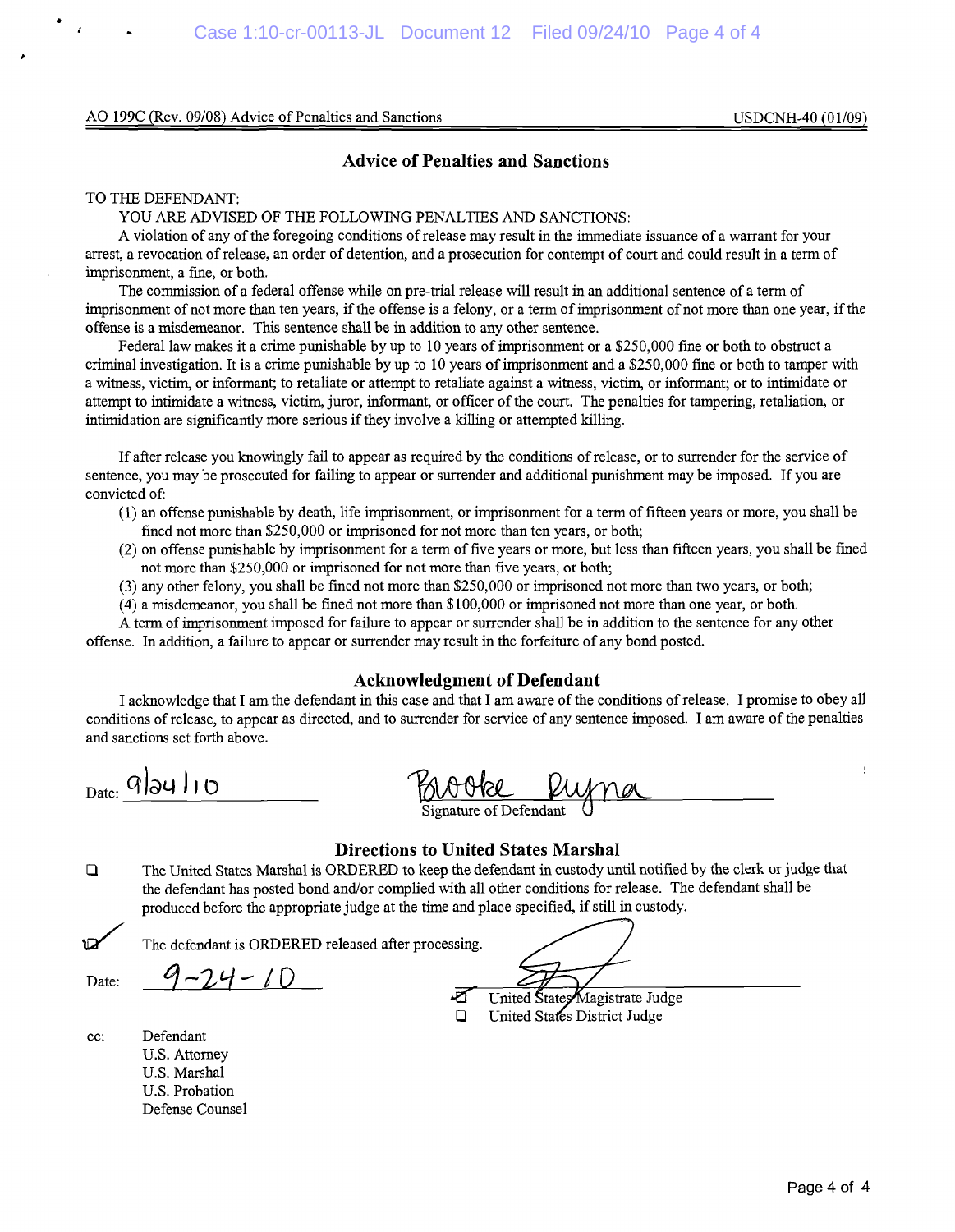AO 199C (Rev. 09/08) Advice of Penalties and Sanctions USDCNH-40 (01/09)

## Advice of Penalties and Sanctions

TO THE DEFENDANT:

YOU ARE ADVISED OF THE FOLLOWING PENALTIES AND SANCTIONS:

A violation of any of the foregoing conditions of release may result in the immediate issuance of a warrant for your arrest, a revocation of release, an order of detention, and a prosecution for contempt of court and could result in a term of imprisonment, a fine, or both.

The commission of a federal offense while on pre-trial release will result in an additional sentence of a term of imprisonment of not more than ten years, if the offense is a felony, or a term of imprisonment of not more than one year, if the offense is a misdemeanor. This sentence shall be in addition to any other sentence.

Federal law makes it a crime punishable by up to 10 years of imprisonment or a $250,000 fine or both to obstruct a criminal investigation. It is a crime punishable by up to 10 years of imprisonment and a $250,000 fine or both to tamper with a witness, victim, or informant; to retaliate or attempt to retaliate against a witness, victim, or informant; or to intimidate or attempt to intimidate a witness, victim, juror, informant, or officer of the court. The penalties for tampering, retaliation, or intimidation are significantly more serious if they involve a killing or attempted killing.

If after release you knowingly fail to appear as required by the conditions of release, or to surrender for the service of sentence, you may be prosecuted for failing to appear or surrender and additional punishment may be imposed. If you are convicted of:

(1) an offense punishable by death, life imprisonment, or imprisonment for a term of fifteen years or more, you shall be fined not more than $250,000 or imprisoned for not more than ten years, or both;

(2) on offense punishable by imprisonment for a term of five years or more, but less than fifteen years, you shall be fined not more than $250,000 or imprisoned for not more than five years, or both;

(3) any other felony, you shall be fined not more than $250,000 or imprisoned not more than two years, or both;

(4) a misdemeanor, you shall be fined not more than $100,000 or imprisoned not more than one year, or both.

A term of imprisonment imposed for failure to appear or surrender shall be in addition to the sentence for any other offense. In addition, a failure to appear or surrender may result in the forfeiture of any bond posted.

## Acknowledgment of Defendant

I acknowledge that I am the defendant in this case and that I am aware of the conditions of release. I promise to obey all conditions of release, to appear as directed, and to surrender for service of any sentence imposed. I am aware of the penalties and sanctions set forth above.

Date: 9/24/10

Brooke Ruyna
Signature of Defendant

## Directions to United States Marshal

☐ The United States Marshal is ORDERED to keep the defendant in custody until notified by the clerk or judge that the defendant has posted bond and/or complied with all other conditions for release. The defendant shall be produced before the appropriate judge at the time and place specified, if still in custody.

☑ The defendant is ORDERED released after processing.

Date: 9-24-10

☑ United States Magistrate Judge
☐ United States District Judge

cc: Defendant
U.S. Attorney
U.S. Marshal
U.S. Probation
Defense Counsel